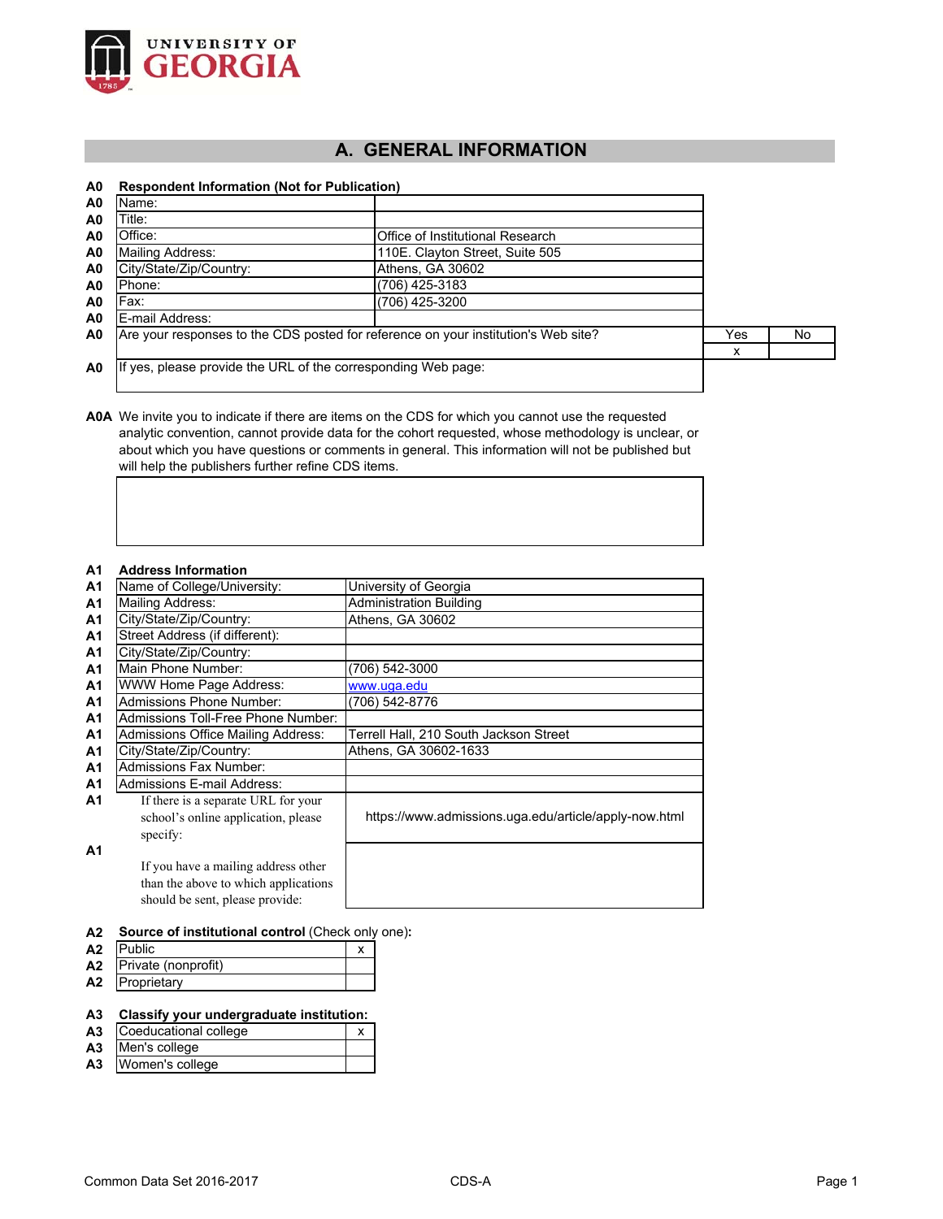UNIVERSITY OF GEORGIA

# A. GENERAL INFORMATION

**A0 Respondent Information (Not for Publication)**

| | | |
|---|---|---|
| A0 | Name: | |
| A0 | Title: | |
| A0 | Office: | Office of Institutional Research |
| A0 | Mailing Address: | 110E. Clayton Street, Suite 505 |
| A0 | City/State/Zip/Country: | Athens, GA 30602 |
| A0 | Phone: | (706) 425-3183 |
| A0 | Fax: | (706) 425-3200 |
| A0 | E-mail Address: | |

| | | Yes | No |
|---|---|---|---|
| A0 | Are your responses to the CDS posted for reference on your institution's Web site? | x | |

| | | |
|---|---|---|
| A0 | If yes, please provide the URL of the corresponding Web page: | |

**A0A** We invite you to indicate if there are items on the CDS for which you cannot use the requested analytic convention, cannot provide data for the cohort requested, whose methodology is unclear, or about which you have questions or comments in general. This information will not be published but will help the publishers further refine CDS items.

**A1 Address Information**

| | | |
|---|---|---|
| A1 | Name of College/University: | University of Georgia |
| A1 | Mailing Address: | Administration Building |
| A1 | City/State/Zip/Country: | Athens, GA 30602 |
| A1 | Street Address (if different): | |
| A1 | City/State/Zip/Country: | |
| A1 | Main Phone Number: | (706) 542-3000 |
| A1 | WWW Home Page Address: | www.uga.edu |
| A1 | Admissions Phone Number: | (706) 542-8776 |
| A1 | Admissions Toll-Free Phone Number: | |
| A1 | Admissions Office Mailing Address: | Terrell Hall, 210 South Jackson Street |
| A1 | City/State/Zip/Country: | Athens, GA 30602-1633 |
| A1 | Admissions Fax Number: | |
| A1 | Admissions E-mail Address: | |
| A1 | If there is a separate URL for your school's online application, please specify: | https://www.admissions.uga.edu/article/apply-now.html |
| A1 | If you have a mailing address other than the above to which applications should be sent, please provide: | |

**A2 Source of institutional control** (Check only one)**:**

| | | |
|---|---|---|
| A2 | Public | x |
| A2 | Private (nonprofit) | |
| A2 | Proprietary | |

**A3 Classify your undergraduate institution:**

| | | |
|---|---|---|
| A3 | Coeducational college | x |
| A3 | Men's college | |
| A3 | Women's college | |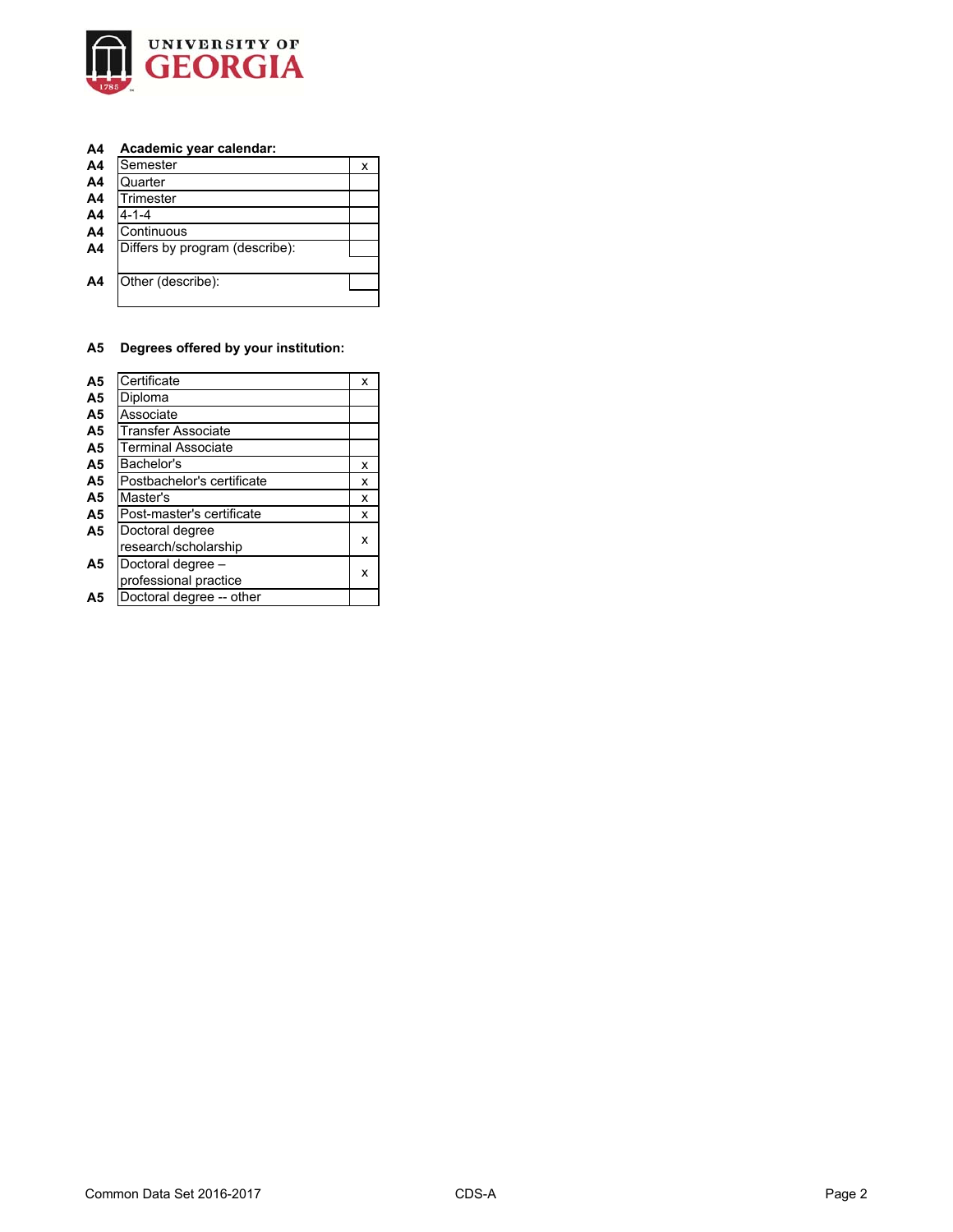| | **Academic year calendar:** | |
|---|---|---|
| A4 | Semester | x |
| A4 | Quarter | |
| A4 | Trimester | |
| A4 | 4-1-4 | |
| A4 | Continuous | |
| A4 | Differs by program (describe): | |
| A4 | Other (describe): | |

**A5 Degrees offered by your institution:**

| | | |
|---|---|---|
| A5 | Certificate | x |
| A5 | Diploma | |
| A5 | Associate | |
| A5 | Transfer Associate | |
| A5 | Terminal Associate | |
| A5 | Bachelor's | x |
| A5 | Postbachelor's certificate | x |
| A5 | Master's | x |
| A5 | Post-master's certificate | x |
| A5 | Doctoral degree research/scholarship | x |
| A5 | Doctoral degree – professional practice | x |
| A5 | Doctoral degree -- other | |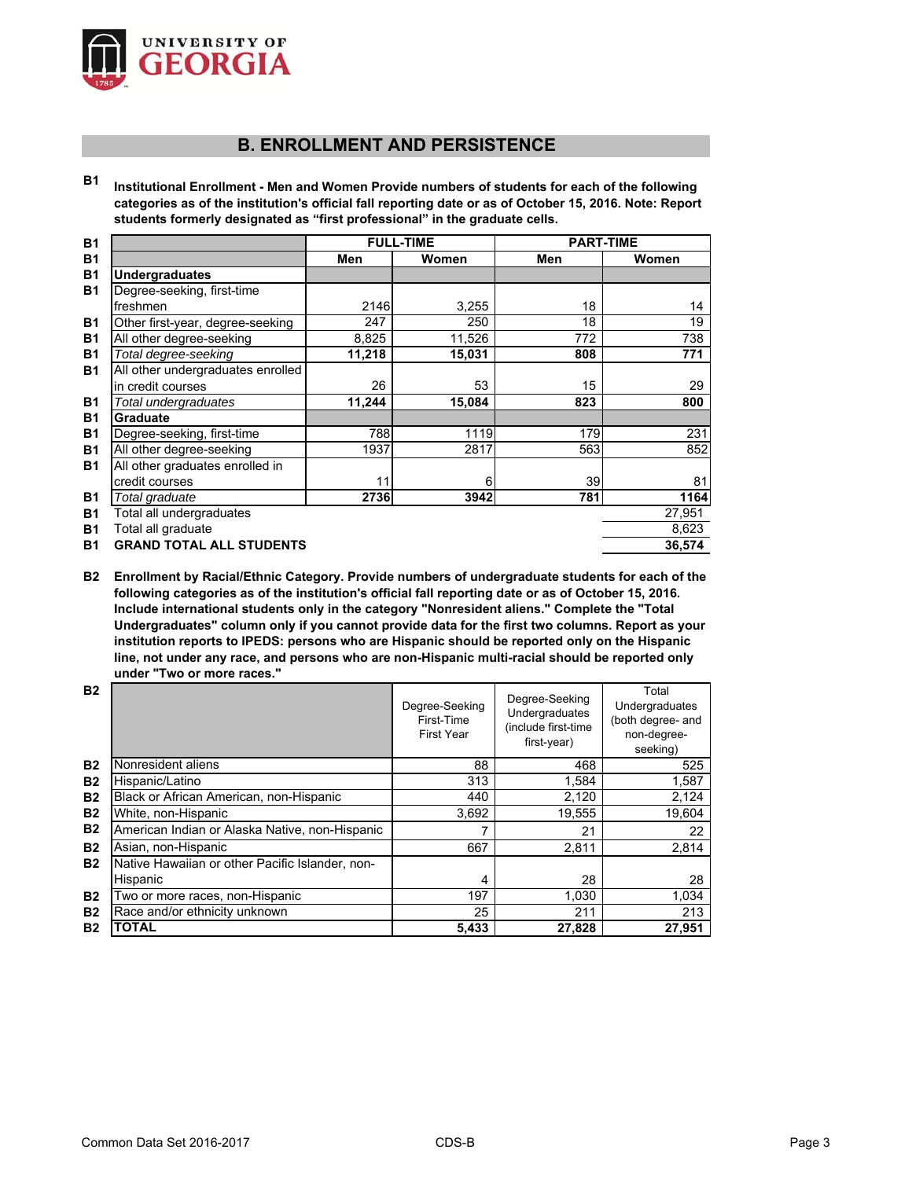## B. ENROLLMENT AND PERSISTENCE

**B1 Institutional Enrollment - Men and Women Provide numbers of students for each of the following categories as of the institution's official fall reporting date or as of October 15, 2016. Note: Report students formerly designated as "first professional" in the graduate cells.**

| | FULL-TIME | | PART-TIME | |
|---|---|---|---|---|
| | Men | Women | Men | Women |
| **Undergraduates** | | | | |
| Degree-seeking, first-time freshmen | 2146 | 3,255 | 18 | 14 |
| Other first-year, degree-seeking | 247 | 250 | 18 | 19 |
| All other degree-seeking | 8,825 | 11,526 | 772 | 738 |
| *Total degree-seeking* | **11,218** | **15,031** | **808** | **771** |
| All other undergraduates enrolled in credit courses | 26 | 53 | 15 | 29 |
| *Total undergraduates* | **11,244** | **15,084** | **823** | **800** |
| **Graduate** | | | | |
| Degree-seeking, first-time | 788 | 1119 | 179 | 231 |
| All other degree-seeking | 1937 | 2817 | 563 | 852 |
| All other graduates enrolled in credit courses | 11 | 6 | 39 | 81 |
| *Total graduate* | **2736** | **3942** | **781** | **1164** |
| Total all undergraduates | | | | 27,951 |
| Total all graduate | | | | 8,623 |
| **GRAND TOTAL ALL STUDENTS** | | | | **36,574** |

**B2 Enrollment by Racial/Ethnic Category. Provide numbers of undergraduate students for each of the following categories as of the institution's official fall reporting date or as of October 15, 2016. Include international students only in the category "Nonresident aliens." Complete the "Total Undergraduates" column only if you cannot provide data for the first two columns. Report as your institution reports to IPEDS: persons who are Hispanic should be reported only on the Hispanic line, not under any race, and persons who are non-Hispanic multi-racial should be reported only under "Two or more races."**

| | Degree-Seeking First-Time First Year | Degree-Seeking Undergraduates (include first-time first-year) | Total Undergraduates (both degree- and non-degree-seeking) |
|---|---|---|---|
| Nonresident aliens | 88 | 468 | 525 |
| Hispanic/Latino | 313 | 1,584 | 1,587 |
| Black or African American, non-Hispanic | 440 | 2,120 | 2,124 |
| White, non-Hispanic | 3,692 | 19,555 | 19,604 |
| American Indian or Alaska Native, non-Hispanic | 7 | 21 | 22 |
| Asian, non-Hispanic | 667 | 2,811 | 2,814 |
| Native Hawaiian or other Pacific Islander, non-Hispanic | 4 | 28 | 28 |
| Two or more races, non-Hispanic | 197 | 1,030 | 1,034 |
| Race and/or ethnicity unknown | 25 | 211 | 213 |
| **TOTAL** | **5,433** | **27,828** | **27,951** |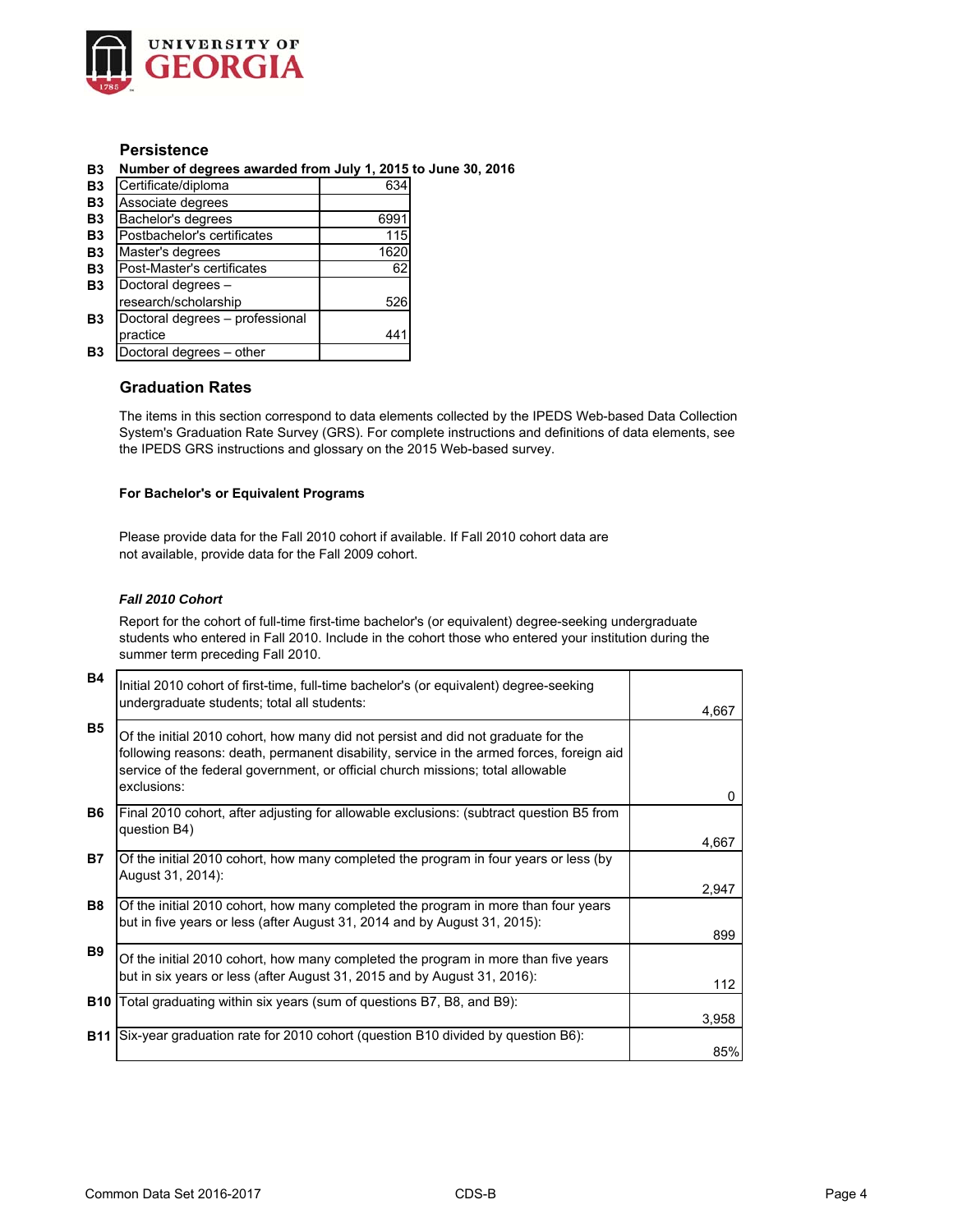## Persistence

**B3 Number of degrees awarded from July 1, 2015 to June 30, 2016**

| | | |
|---|---|---|
| B3 | Certificate/diploma | 634 |
| B3 | Associate degrees | |
| B3 | Bachelor's degrees | 6991 |
| B3 | Postbachelor's certificates | 115 |
| B3 | Master's degrees | 1620 |
| B3 | Post-Master's certificates | 62 |
| B3 | Doctoral degrees – research/scholarship | 526 |
| B3 | Doctoral degrees – professional practice | 441 |
| B3 | Doctoral degrees – other | |

## Graduation Rates

The items in this section correspond to data elements collected by the IPEDS Web-based Data Collection System's Graduation Rate Survey (GRS). For complete instructions and definitions of data elements, see the IPEDS GRS instructions and glossary on the 2015 Web-based survey.

**For Bachelor's or Equivalent Programs**

Please provide data for the Fall 2010 cohort if available. If Fall 2010 cohort data are not available, provide data for the Fall 2009 cohort.

***Fall 2010 Cohort***

Report for the cohort of full-time first-time bachelor's (or equivalent) degree-seeking undergraduate students who entered in Fall 2010. Include in the cohort those who entered your institution during the summer term preceding Fall 2010.

| | | |
|---|---|---|
| B4 | Initial 2010 cohort of first-time, full-time bachelor's (or equivalent) degree-seeking undergraduate students; total all students: | 4,667 |
| B5 | Of the initial 2010 cohort, how many did not persist and did not graduate for the following reasons: death, permanent disability, service in the armed forces, foreign aid service of the federal government, or official church missions; total allowable exclusions: | 0 |
| B6 | Final 2010 cohort, after adjusting for allowable exclusions: (subtract question B5 from question B4) | 4,667 |
| B7 | Of the initial 2010 cohort, how many completed the program in four years or less (by August 31, 2014): | 2,947 |
| B8 | Of the initial 2010 cohort, how many completed the program in more than four years but in five years or less (after August 31, 2014 and by August 31, 2015): | 899 |
| B9 | Of the initial 2010 cohort, how many completed the program in more than five years but in six years or less (after August 31, 2015 and by August 31, 2016): | 112 |
| B10 | Total graduating within six years (sum of questions B7, B8, and B9): | 3,958 |
| B11 | Six-year graduation rate for 2010 cohort (question B10 divided by question B6): | 85% |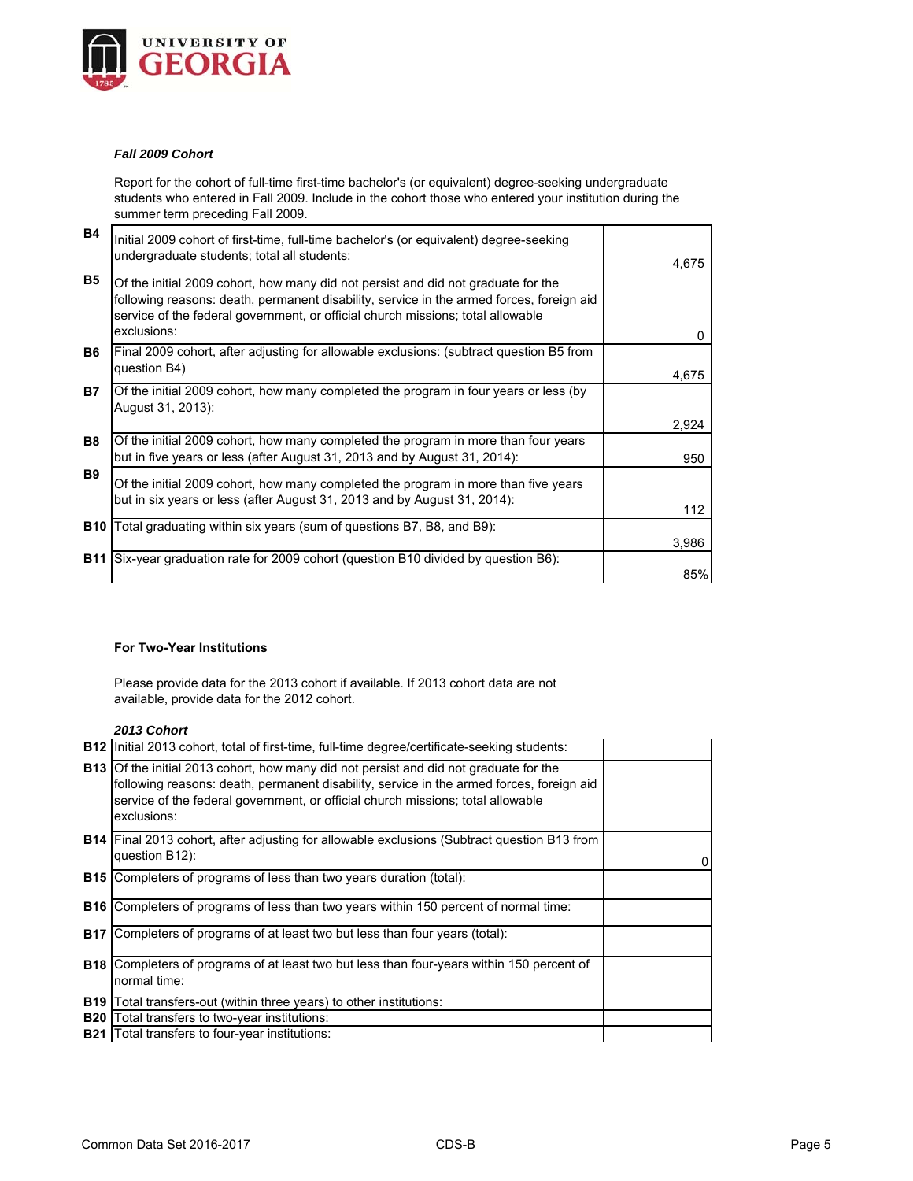*Fall 2009 Cohort*

Report for the cohort of full-time first-time bachelor's (or equivalent) degree-seeking undergraduate students who entered in Fall 2009. Include in the cohort those who entered your institution during the summer term preceding Fall 2009.

| | | |
|---|---|---|
| **B4** | Initial 2009 cohort of first-time, full-time bachelor's (or equivalent) degree-seeking undergraduate students; total all students: | 4,675 |
| **B5** | Of the initial 2009 cohort, how many did not persist and did not graduate for the following reasons: death, permanent disability, service in the armed forces, foreign aid service of the federal government, or official church missions; total allowable exclusions: | 0 |
| **B6** | Final 2009 cohort, after adjusting for allowable exclusions: (subtract question B5 from question B4) | 4,675 |
| **B7** | Of the initial 2009 cohort, how many completed the program in four years or less (by August 31, 2013): | 2,924 |
| **B8** | Of the initial 2009 cohort, how many completed the program in more than four years but in five years or less (after August 31, 2013 and by August 31, 2014): | 950 |
| **B9** | Of the initial 2009 cohort, how many completed the program in more than five years but in six years or less (after August 31, 2013 and by August 31, 2014): | 112 |
| **B10** | Total graduating within six years (sum of questions B7, B8, and B9): | 3,986 |
| **B11** | Six-year graduation rate for 2009 cohort (question B10 divided by question B6): | 85% |

**For Two-Year Institutions**

Please provide data for the 2013 cohort if available. If 2013 cohort data are not available, provide data for the 2012 cohort.

*2013 Cohort*

| | | |
|---|---|---|
| **B12** | Initial 2013 cohort, total of first-time, full-time degree/certificate-seeking students: | |
| **B13** | Of the initial 2013 cohort, how many did not persist and did not graduate for the following reasons: death, permanent disability, service in the armed forces, foreign aid service of the federal government, or official church missions; total allowable exclusions: | |
| **B14** | Final 2013 cohort, after adjusting for allowable exclusions (Subtract question B13 from question B12): | 0 |
| **B15** | Completers of programs of less than two years duration (total): | |
| **B16** | Completers of programs of less than two years within 150 percent of normal time: | |
| **B17** | Completers of programs of at least two but less than four years (total): | |
| **B18** | Completers of programs of at least two but less than four-years within 150 percent of normal time: | |
| **B19** | Total transfers-out (within three years) to other institutions: | |
| **B20** | Total transfers to two-year institutions: | |
| **B21** | Total transfers to four-year institutions: | |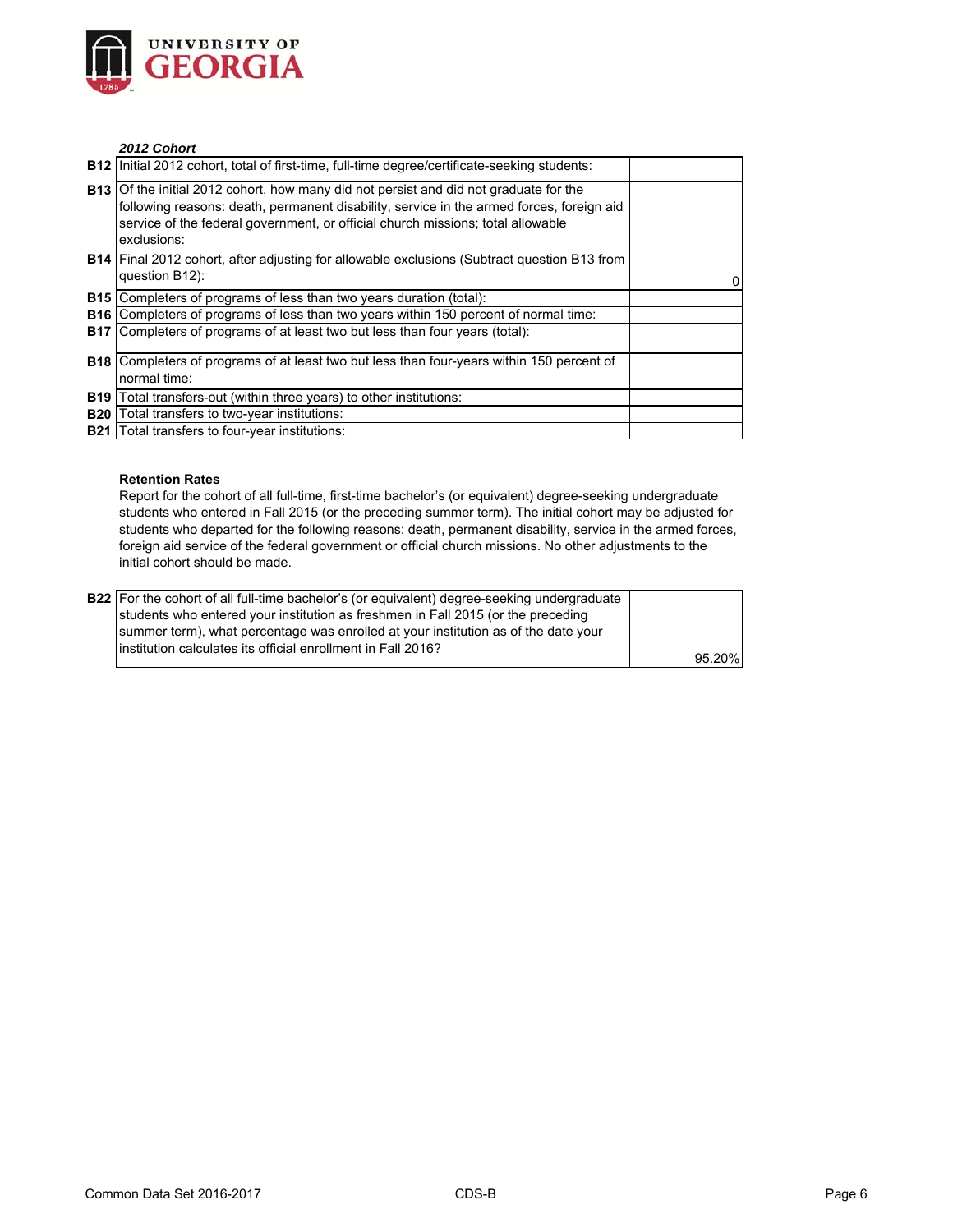***2012 Cohort***

| | | |
|---|---|---|
| **B12** | Initial 2012 cohort, total of first-time, full-time degree/certificate-seeking students: | |
| **B13** | Of the initial 2012 cohort, how many did not persist and did not graduate for the following reasons: death, permanent disability, service in the armed forces, foreign aid service of the federal government, or official church missions; total allowable exclusions: | |
| **B14** | Final 2012 cohort, after adjusting for allowable exclusions (Subtract question B13 from question B12): | 0 |
| **B15** | Completers of programs of less than two years duration (total): | |
| **B16** | Completers of programs of less than two years within 150 percent of normal time: | |
| **B17** | Completers of programs of at least two but less than four years (total): | |
| **B18** | Completers of programs of at least two but less than four-years within 150 percent of normal time: | |
| **B19** | Total transfers-out (within three years) to other institutions: | |
| **B20** | Total transfers to two-year institutions: | |
| **B21** | Total transfers to four-year institutions: | |

**Retention Rates**

Report for the cohort of all full-time, first-time bachelor's (or equivalent) degree-seeking undergraduate students who entered in Fall 2015 (or the preceding summer term). The initial cohort may be adjusted for students who departed for the following reasons: death, permanent disability, service in the armed forces, foreign aid service of the federal government or official church missions. No other adjustments to the initial cohort should be made.

| | | |
|---|---|---|
| **B22** | For the cohort of all full-time bachelor's (or equivalent) degree-seeking undergraduate students who entered your institution as freshmen in Fall 2015 (or the preceding summer term), what percentage was enrolled at your institution as of the date your institution calculates its official enrollment in Fall 2016? | 95.20% |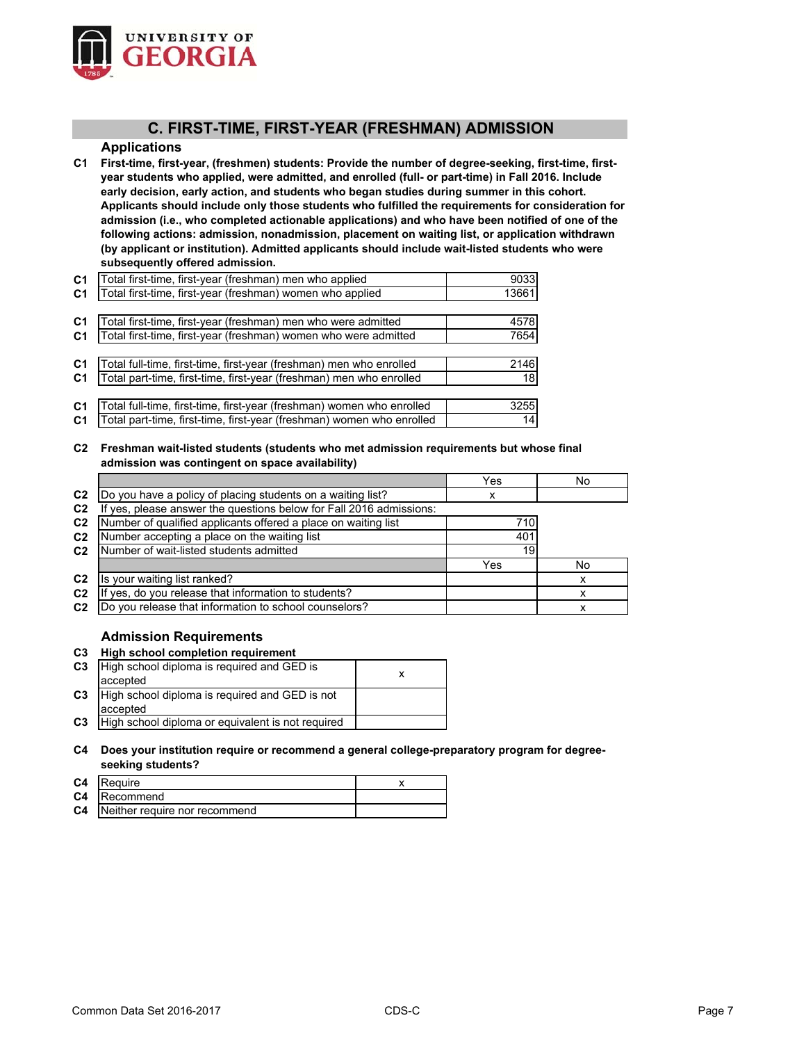UNIVERSITY OF GEORGIA

## C. FIRST-TIME, FIRST-YEAR (FRESHMAN) ADMISSION

### Applications

**C1 First-time, first-year, (freshmen) students: Provide the number of degree-seeking, first-time, first-year students who applied, were admitted, and enrolled (full- or part-time) in Fall 2016. Include early decision, early action, and students who began studies during summer in this cohort. Applicants should include only those students who fulfilled the requirements for consideration for admission (i.e., who completed actionable applications) and who have been notified of one of the following actions: admission, nonadmission, placement on waiting list, or application withdrawn (by applicant or institution). Admitted applicants should include wait-listed students who were subsequently offered admission.**

| | | |
|---|---|---|
| C1 | Total first-time, first-year (freshman) men who applied | 9033 |
| C1 | Total first-time, first-year (freshman) women who applied | 13661 |
| | | |
| C1 | Total first-time, first-year (freshman) men who were admitted | 4578 |
| C1 | Total first-time, first-year (freshman) women who were admitted | 7654 |
| | | |
| C1 | Total full-time, first-time, first-year (freshman) men who enrolled | 2146 |
| C1 | Total part-time, first-time, first-year (freshman) men who enrolled | 18 |
| | | |
| C1 | Total full-time, first-time, first-year (freshman) women who enrolled | 3255 |
| C1 | Total part-time, first-time, first-year (freshman) women who enrolled | 14 |

**C2 Freshman wait-listed students (students who met admission requirements but whose final admission was contingent on space availability)**

| | | Yes | No |
|---|---|---|---|
| C2 | Do you have a policy of placing students on a waiting list? | x | |
| C2 | If yes, please answer the questions below for Fall 2016 admissions: | | |
| C2 | Number of qualified applicants offered a place on waiting list | 710 | |
| C2 | Number accepting a place on the waiting list | 401 | |
| C2 | Number of wait-listed students admitted | 19 | |
| | | Yes | No |
| C2 | Is your waiting list ranked? | | x |
| C2 | If yes, do you release that information to students? | | x |
| C2 | Do you release that information to school counselors? | | x |

### Admission Requirements

**C3 High school completion requirement**

| | | |
|---|---|---|
| C3 | High school diploma is required and GED is accepted | x |
| C3 | High school diploma is required and GED is not accepted | |
| C3 | High school diploma or equivalent is not required | |

**C4 Does your institution require or recommend a general college-preparatory program for degree-seeking students?**

| | | |
|---|---|---|
| C4 | Require | x |
| C4 | Recommend | |
| C4 | Neither require nor recommend | |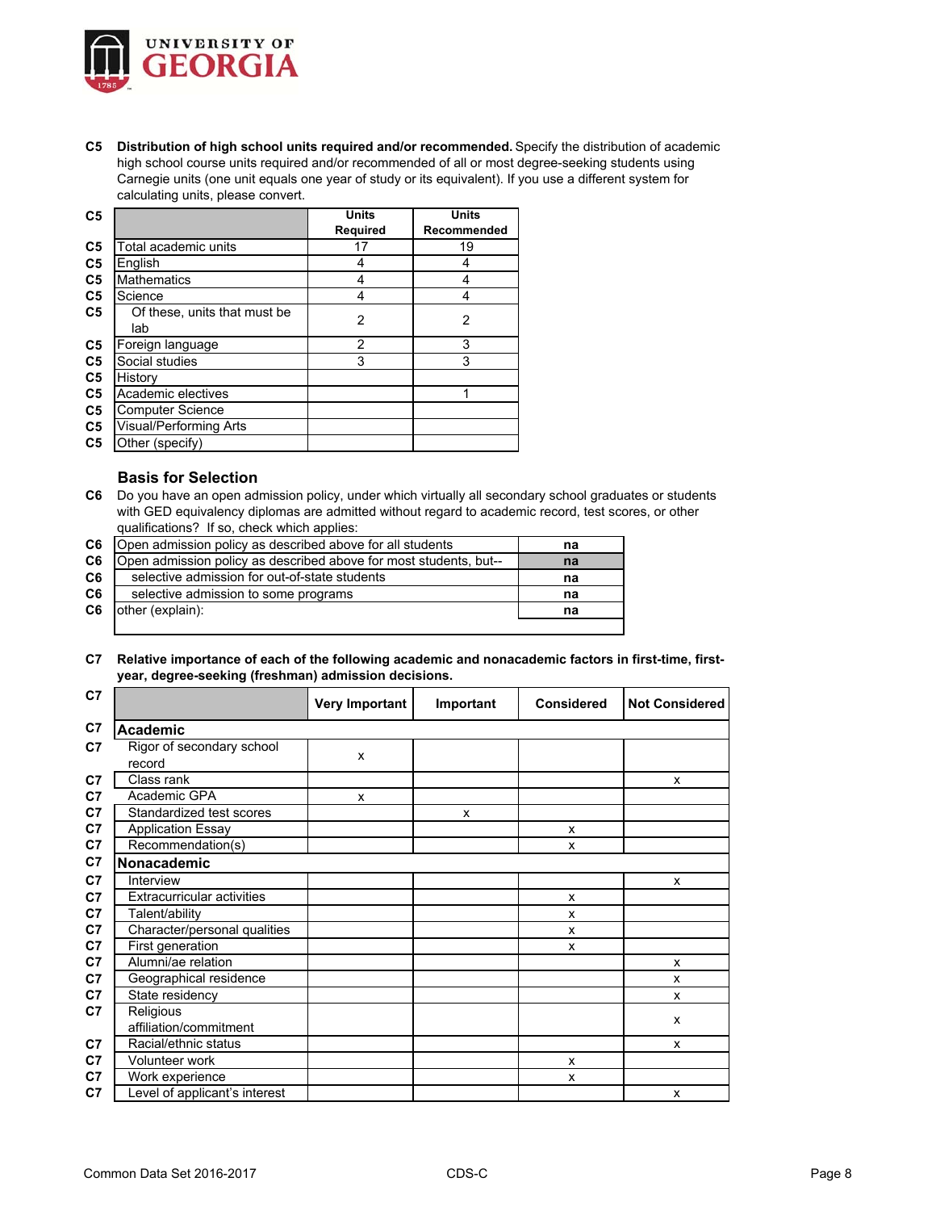**C5 Distribution of high school units required and/or recommended.** Specify the distribution of academic high school course units required and/or recommended of all or most degree-seeking students using Carnegie units (one unit equals one year of study or its equivalent). If you use a different system for calculating units, please convert.

| C5 | | Units Required | Units Recommended |
|---|---|---|---|
| C5 | Total academic units | 17 | 19 |
| C5 | English | 4 | 4 |
| C5 | Mathematics | 4 | 4 |
| C5 | Science | 4 | 4 |
| C5 | Of these, units that must be lab | 2 | 2 |
| C5 | Foreign language | 2 | 3 |
| C5 | Social studies | 3 | 3 |
| C5 | History | | |
| C5 | Academic electives | | 1 |
| C5 | Computer Science | | |
| C5 | Visual/Performing Arts | | |
| C5 | Other (specify) | | |

## Basis for Selection

**C6** Do you have an open admission policy, under which virtually all secondary school graduates or students with GED equivalency diplomas are admitted without regard to academic record, test scores, or other qualifications? If so, check which applies:

| C6 | | |
|---|---|---|
| C6 | Open admission policy as described above for all students | na |
| C6 | Open admission policy as described above for most students, but-- | na |
| C6 | selective admission for out-of-state students | na |
| C6 | selective admission to some programs | na |
| C6 | other (explain): | na |

**C7 Relative importance of each of the following academic and nonacademic factors in first-time, first-year, degree-seeking (freshman) admission decisions.**

| C7 | | Very Important | Important | Considered | Not Considered |
|---|---|---|---|---|---|
| C7 | **Academic** | | | | |
| C7 | Rigor of secondary school record | x | | | |
| C7 | Class rank | | | | x |
| C7 | Academic GPA | x | | | |
| C7 | Standardized test scores | | x | | |
| C7 | Application Essay | | | x | |
| C7 | Recommendation(s) | | | x | |
| C7 | **Nonacademic** | | | | |
| C7 | Interview | | | | x |
| C7 | Extracurricular activities | | | x | |
| C7 | Talent/ability | | | x | |
| C7 | Character/personal qualities | | | x | |
| C7 | First generation | | | x | |
| C7 | Alumni/ae relation | | | | x |
| C7 | Geographical residence | | | | x |
| C7 | State residency | | | | x |
| C7 | Religious affiliation/commitment | | | | x |
| C7 | Racial/ethnic status | | | | x |
| C7 | Volunteer work | | | x | |
| C7 | Work experience | | | x | |
| C7 | Level of applicant's interest | | | | x |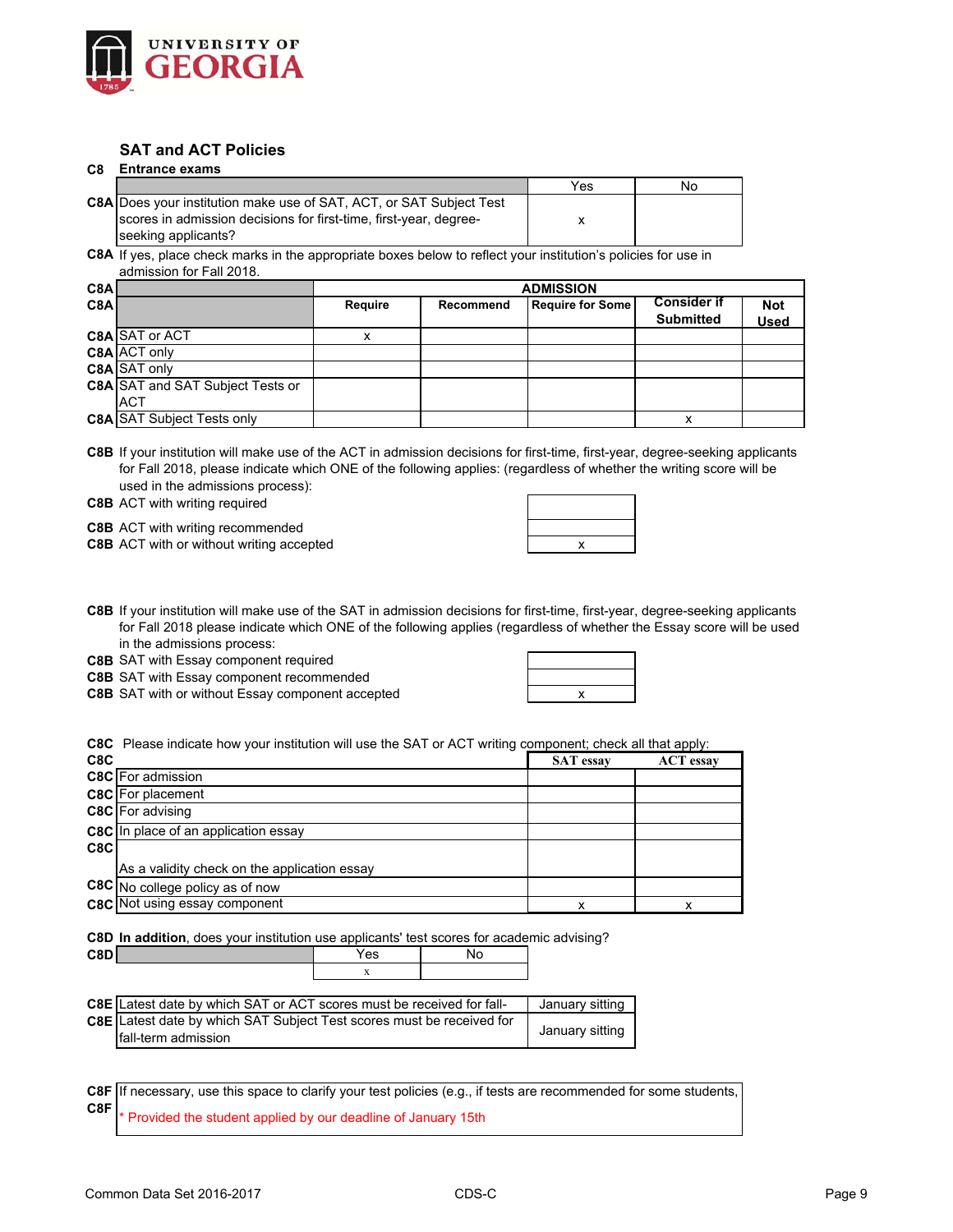## SAT and ACT Policies

**C8 Entrance exams**

| | | Yes | No |
|---|---|---|---|
| **C8A** | Does your institution make use of SAT, ACT, or SAT Subject Test scores in admission decisions for first-time, first-year, degree-seeking applicants? | x | |

**C8A** If yes, place check marks in the appropriate boxes below to reflect your institution's policies for use in admission for Fall 2018.

| | | ADMISSION | | | | |
|---|---|---|---|---|---|---|
| **C8A** | | **Require** | **Recommend** | **Require for Some** | **Consider if Submitted** | **Not Used** |
| **C8A** | SAT or ACT | x | | | | |
| **C8A** | ACT only | | | | | |
| **C8A** | SAT only | | | | | |
| **C8A** | SAT and SAT Subject Tests or ACT | | | | | |
| **C8A** | SAT Subject Tests only | | | | x | |

**C8B** If your institution will make use of the ACT in admission decisions for first-time, first-year, degree-seeking applicants for Fall 2018, please indicate which ONE of the following applies: (regardless of whether the writing score will be used in the admissions process):

| | | |
|---|---|---|
| **C8B** | ACT with writing required | |
| **C8B** | ACT with writing recommended | |
| **C8B** | ACT with or without writing accepted | x |

**C8B** If your institution will make use of the SAT in admission decisions for first-time, first-year, degree-seeking applicants for Fall 2018 please indicate which ONE of the following applies (regardless of whether the Essay score will be used in the admissions process:

| | | |
|---|---|---|
| **C8B** | SAT with Essay component required | |
| **C8B** | SAT with Essay component recommended | |
| **C8B** | SAT with or without Essay component accepted | x |

**C8C** Please indicate how your institution will use the SAT or ACT writing component; check all that apply:

| **C8C** | | SAT essay | ACT essay |
|---|---|---|---|
| **C8C** | For admission | | |
| **C8C** | For placement | | |
| **C8C** | For advising | | |
| **C8C** | In place of an application essay | | |
| **C8C** | As a validity check on the application essay | | |
| **C8C** | No college policy as of now | | |
| **C8C** | Not using essay component | x | x |

**C8D** **In addition**, does your institution use applicants' test scores for academic advising?

| **C8D** | Yes | No |
|---|---|---|
| | x | |

| | | |
|---|---|---|
| **C8E** | Latest date by which SAT or ACT scores must be received for fall- | January sitting |
| **C8E** | Latest date by which SAT Subject Test scores must be received for fall-term admission | January sitting |

| | |
|---|---|
| **C8F** | If necessary, use this space to clarify your test policies (e.g., if tests are recommended for some students, |
| **C8F** | * Provided the student applied by our deadline of January 15th |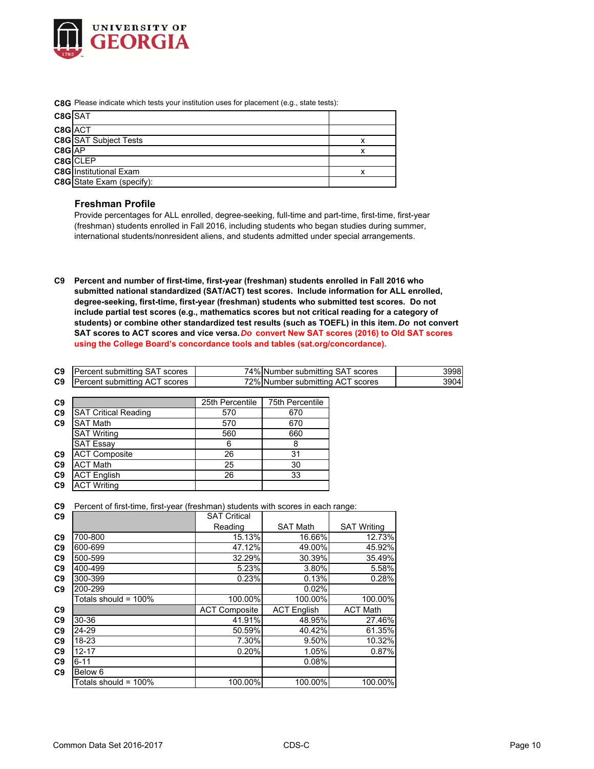**UNIVERSITY OF GEORGIA**

**C8G** Please indicate which tests your institution uses for placement (e.g., state tests):

| | | |
|---|---|---|
| **C8G** | SAT | |
| **C8G** | ACT | |
| **C8G** | SAT Subject Tests | x |
| **C8G** | AP | x |
| **C8G** | CLEP | |
| **C8G** | Institutional Exam | x |
| **C8G** | State Exam (specify): | |

## Freshman Profile

Provide percentages for ALL enrolled, degree-seeking, full-time and part-time, first-time, first-year (freshman) students enrolled in Fall 2016, including students who began studies during summer, international students/nonresident aliens, and students admitted under special arrangements.

**C9** **Percent and number of first-time, first-year (freshman) students enrolled in Fall 2016 who submitted national standardized (SAT/ACT) test scores. Include information for ALL enrolled, degree-seeking, first-time, first-year (freshman) students who submitted test scores. Do not include partial test scores (e.g., mathematics scores but not critical reading for a category of students) or combine other standardized test results (such as TOEFL) in this item.** ***Do*** **not convert SAT scores to ACT scores and vice versa.** ***Do*** **convert New SAT scores (2016) to Old SAT scores using the College Board's concordance tools and tables (sat.org/concordance).**

| | | | | |
|---|---|---|---|---|
| **C9** | Percent submitting SAT scores | 74% | Number submitting SAT scores | 3998 |
| **C9** | Percent submitting ACT scores | 72% | Number submitting ACT scores | 3904 |

| | | 25th Percentile | 75th Percentile |
|---|---|---|---|
| **C9** | SAT Critical Reading | 570 | 670 |
| **C9** | SAT Math | 570 | 670 |
| | SAT Writing | 560 | 660 |
| | SAT Essay | 6 | 8 |
| **C9** | ACT Composite | 26 | 31 |
| **C9** | ACT Math | 25 | 30 |
| **C9** | ACT English | 26 | 33 |
| **C9** | ACT Writing | | |

**C9** Percent of first-time, first-year (freshman) students with scores in each range:

| | | SAT Critical Reading | SAT Math | SAT Writing |
|---|---|---|---|---|
| **C9** | 700-800 | 15.13% | 16.66% | 12.73% |
| **C9** | 600-699 | 47.12% | 49.00% | 45.92% |
| **C9** | 500-599 | 32.29% | 30.39% | 35.49% |
| **C9** | 400-499 | 5.23% | 3.80% | 5.58% |
| **C9** | 300-399 | 0.23% | 0.13% | 0.28% |
| **C9** | 200-299 | | 0.02% | |
| | Totals should = 100% | 100.00% | 100.00% | 100.00% |
| **C9** | | ACT Composite | ACT English | ACT Math |
| **C9** | 30-36 | 41.91% | 48.95% | 27.46% |
| **C9** | 24-29 | 50.59% | 40.42% | 61.35% |
| **C9** | 18-23 | 7.30% | 9.50% | 10.32% |
| **C9** | 12-17 | 0.20% | 1.05% | 0.87% |
| **C9** | 6-11 | | 0.08% | |
| **C9** | Below 6 | | | |
| | Totals should = 100% | 100.00% | 100.00% | 100.00% |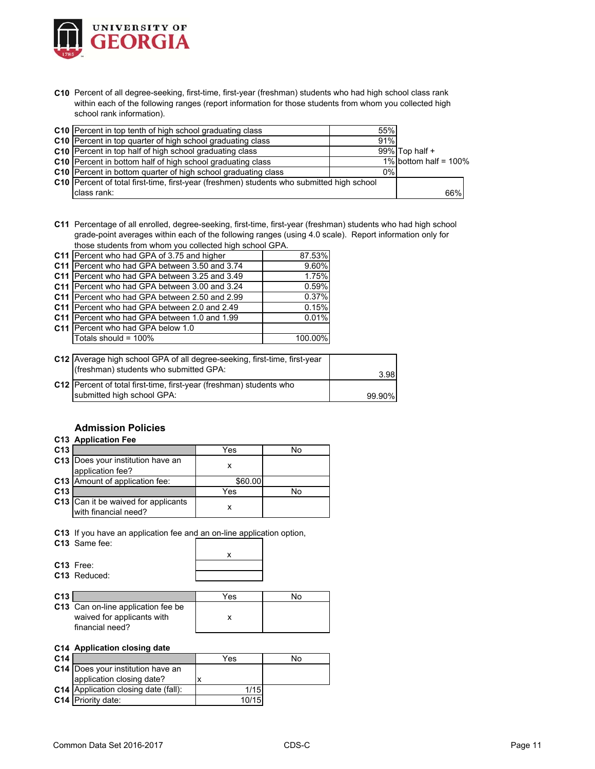**UNIVERSITY OF GEORGIA**

**C10** Percent of all degree-seeking, first-time, first-year (freshman) students who had high school class rank within each of the following ranges (report information for those students from whom you collected high school rank information).

| | | | |
|---|---|---|---|
| C10 | Percent in top tenth of high school graduating class | 55% | |
| C10 | Percent in top quarter of high school graduating class | 91% | |
| C10 | Percent in top half of high school graduating class | 99% | Top half + |
| C10 | Percent in bottom half of high school graduating class | 1% | bottom half = 100% |
| C10 | Percent in bottom quarter of high school graduating class | 0% | |
| C10 | Percent of total first-time, first-year (freshmen) students who submitted high school class rank: | | 66% |

**C11** Percentage of all enrolled, degree-seeking, first-time, first-year (freshman) students who had high school grade-point averages within each of the following ranges (using 4.0 scale). Report information only for those students from whom you collected high school GPA.

| | | |
|---|---|---|
| C11 | Percent who had GPA of 3.75 and higher | 87.53% |
| C11 | Percent who had GPA between 3.50 and 3.74 | 9.60% |
| C11 | Percent who had GPA between 3.25 and 3.49 | 1.75% |
| C11 | Percent who had GPA between 3.00 and 3.24 | 0.59% |
| C11 | Percent who had GPA between 2.50 and 2.99 | 0.37% |
| C11 | Percent who had GPA between 2.0 and 2.49 | 0.15% |
| C11 | Percent who had GPA between 1.0 and 1.99 | 0.01% |
| C11 | Percent who had GPA below 1.0 | |
| | Totals should = 100% | 100.00% |

| | | |
|---|---|---|
| C12 | Average high school GPA of all degree-seeking, first-time, first-year (freshman) students who submitted GPA: | 3.98 |
| C12 | Percent of total first-time, first-year (freshman) students who submitted high school GPA: | 99.90% |

## Admission Policies

**C13 Application Fee**

| C13 | | Yes | No |
|---|---|---|---|
| C13 | Does your institution have an application fee? | x | |
| C13 | Amount of application fee: | $60.00 | |
| C13 | | Yes | No |
| C13 | Can it be waived for applicants with financial need? | x | |

**C13** If you have an application fee and an on-line application option,

| | | |
|---|---|---|
| C13 | Same fee: | x |
| C13 | Free: | |
| C13 | Reduced: | |

| C13 | | Yes | No |
|---|---|---|---|
| C13 | Can on-line application fee be waived for applicants with financial need? | x | |

**C14 Application closing date**

| C14 | | Yes | No |
|---|---|---|---|
| C14 | Does your institution have an application closing date? | x | |
| C14 | Application closing date (fall): | 1/15 | |
| C14 | Priority date: | 10/15 | |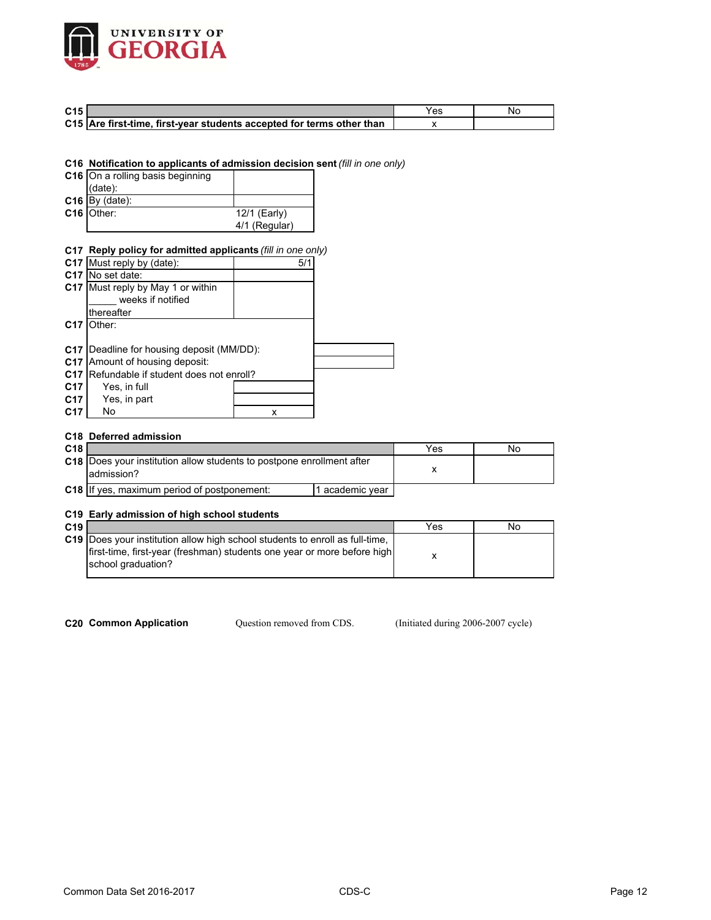| C15 | | Yes | No |
|---|---|---|---|
| C15 | **Are first-time, first-year students accepted for terms other than** | x | |

**C16 Notification to applicants of admission decision sent** *(fill in one only)*

| | | |
|---|---|---|
| C16 | On a rolling basis beginning (date): | |
| C16 | By (date): | |
| C16 | Other: | 12/1 (Early) 4/1 (Regular) |

**C17 Reply policy for admitted applicants** *(fill in one only)*

| | | |
|---|---|---|
| C17 | Must reply by (date): | 5/1 |
| C17 | No set date: | |
| C17 | Must reply by May 1 or within _____ weeks if notified thereafter | |
| C17 | Other: | |

| | | |
|---|---|---|
| C17 | Deadline for housing deposit (MM/DD): | |
| C17 | Amount of housing deposit: | |
| C17 | Refundable if student does not enroll? | |
| C17 | Yes, in full | |
| C17 | Yes, in part | |
| C17 | No | x |

**C18 Deferred admission**

| C18 | | Yes | No |
|---|---|---|---|
| C18 | Does your institution allow students to postpone enrollment after admission? | x | |
| C18 | If yes, maximum period of postponement: | 1 academic year | |

**C19 Early admission of high school students**

| C19 | | Yes | No |
|---|---|---|---|
| C19 | Does your institution allow high school students to enroll as full-time, first-time, first-year (freshman) students one year or more before high school graduation? | x | |

**C20 Common Application** Question removed from CDS. (Initiated during 2006-2007 cycle)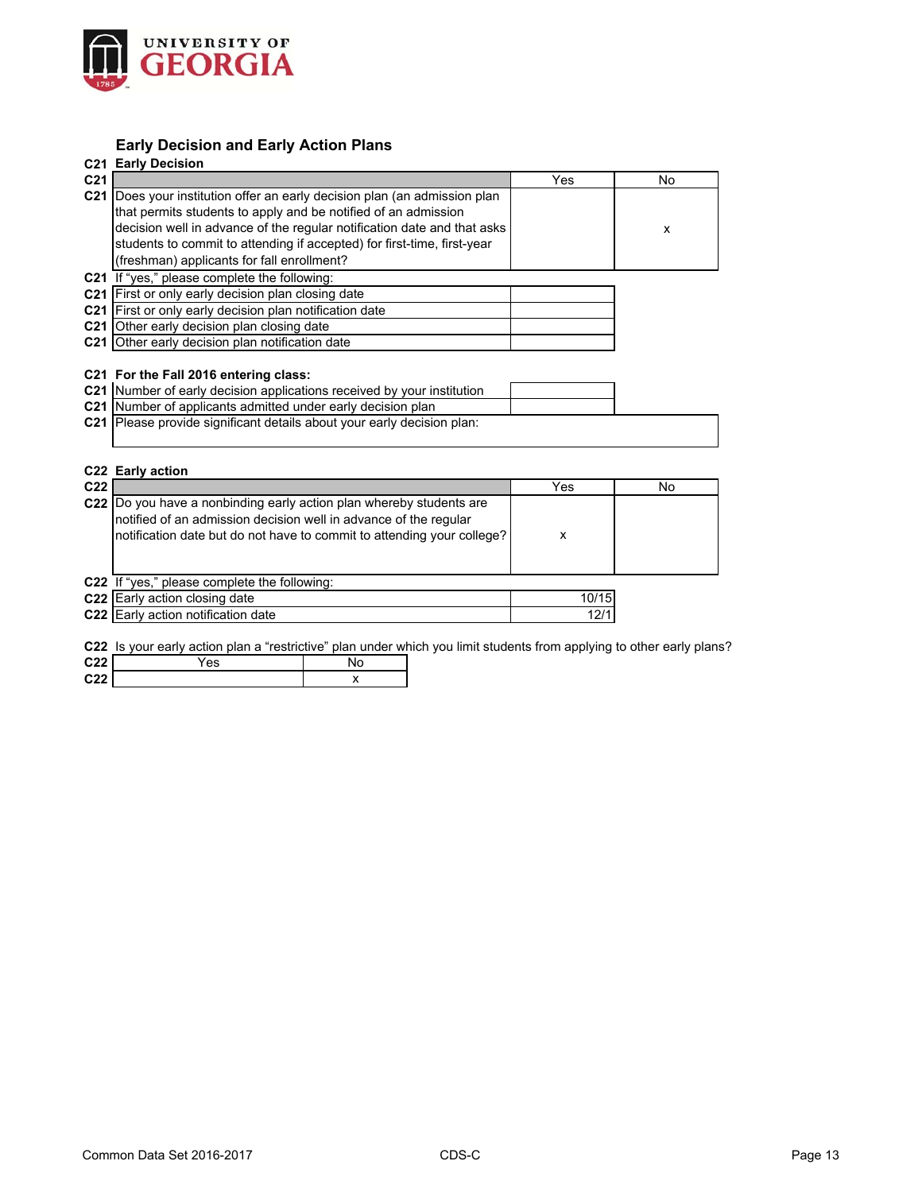UNIVERSITY OF GEORGIA

## Early Decision and Early Action Plans

### C21 Early Decision

| C21 | | Yes | No |
|---|---|---|---|
| C21 | Does your institution offer an early decision plan (an admission plan that permits students to apply and be notified of an admission decision well in advance of the regular notification date and that asks students to commit to attending if accepted) for first-time, first-year (freshman) applicants for fall enrollment? | | x |

C21 If "yes," please complete the following:

| C21 | | |
|---|---|---|
| C21 | First or only early decision plan closing date | |
| C21 | First or only early decision plan notification date | |
| C21 | Other early decision plan closing date | |
| C21 | Other early decision plan notification date | |

**C21 For the Fall 2016 entering class:**

| C21 | | |
|---|---|---|
| C21 | Number of early decision applications received by your institution | |
| C21 | Number of applicants admitted under early decision plan | |
| C21 | Please provide significant details about your early decision plan: | |

### C22 Early action

| C22 | | Yes | No |
|---|---|---|---|
| C22 | Do you have a nonbinding early action plan whereby students are notified of an admission decision well in advance of the regular notification date but do not have to commit to attending your college? | x | |

C22 If "yes," please complete the following:

| C22 | | |
|---|---|---|
| C22 | Early action closing date | 10/15 |
| C22 | Early action notification date | 12/1 |

C22 Is your early action plan a "restrictive" plan under which you limit students from applying to other early plans?

| C22 | Yes | No |
|---|---|---|
| C22 | | x |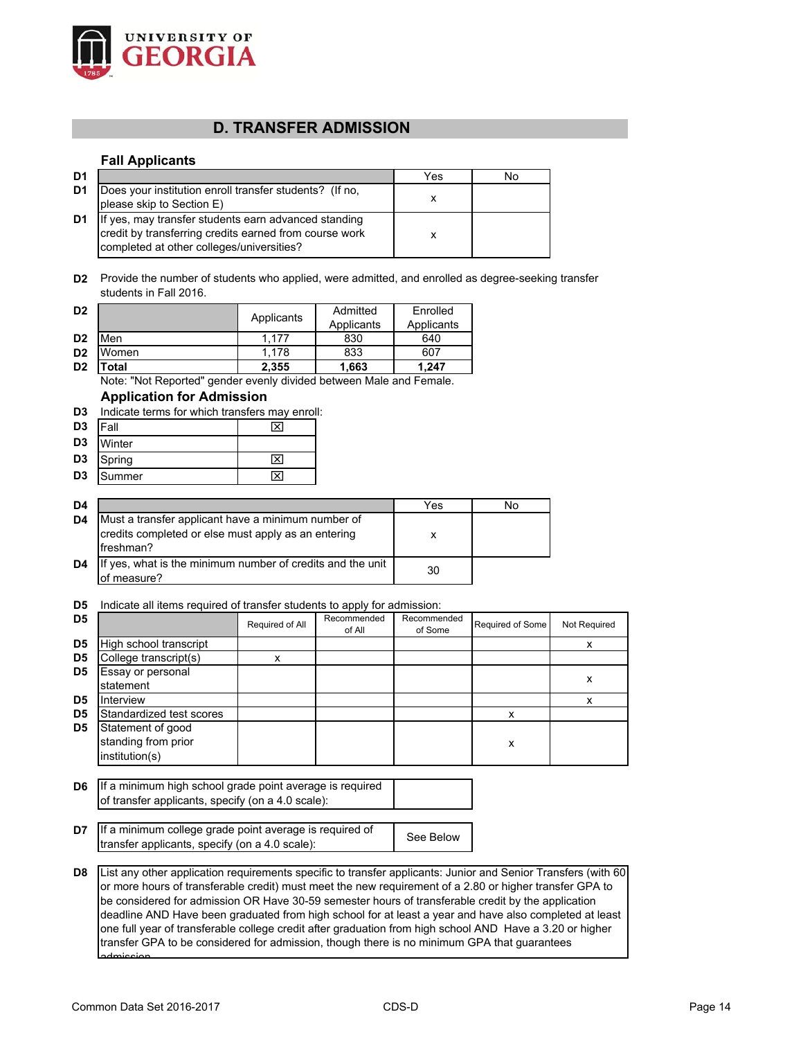# D. TRANSFER ADMISSION

## Fall Applicants

| D1 | | Yes | No |
|---|---|---|---|
| D1 | Does your institution enroll transfer students? (If no, please skip to Section E) | x | |
| D1 | If yes, may transfer students earn advanced standing credit by transferring credits earned from course work completed at other colleges/universities? | x | |

**D2** Provide the number of students who applied, were admitted, and enrolled as degree-seeking transfer students in Fall 2016.

| D2 | | Applicants | Admitted Applicants | Enrolled Applicants |
|---|---|---|---|---|
| D2 | Men | 1,177 | 830 | 640 |
| D2 | Women | 1,178 | 833 | 607 |
| D2 | **Total** | **2,355** | **1,663** | **1,247** |

Note: "Not Reported" gender evenly divided between Male and Female.

## Application for Admission

**D3** Indicate terms for which transfers may enroll:

| D3 | Term | |
|---|---|---|
| D3 | Fall | ☒ |
| D3 | Winter | |
| D3 | Spring | ☒ |
| D3 | Summer | ☒ |

| D4 | | Yes | No |
|---|---|---|---|
| D4 | Must a transfer applicant have a minimum number of credits completed or else must apply as an entering freshman? | x | |
| D4 | If yes, what is the minimum number of credits and the unit of measure? | 30 | |

**D5** Indicate all items required of transfer students to apply for admission:

| D5 | | Required of All | Recommended of All | Recommended of Some | Required of Some | Not Required |
|---|---|---|---|---|---|---|
| D5 | High school transcript | | | | | x |
| D5 | College transcript(s) | x | | | | |
| D5 | Essay or personal statement | | | | | x |
| D5 | Interview | | | | | x |
| D5 | Standardized test scores | | | | x | |
| D5 | Statement of good standing from prior institution(s) | | | | x | |

| D6 | | |
|---|---|---|
| D6 | If a minimum high school grade point average is required of transfer applicants, specify (on a 4.0 scale): | |

| D7 | | |
|---|---|---|
| D7 | If a minimum college grade point average is required of transfer applicants, specify (on a 4.0 scale): | See Below |

**D8** List any other application requirements specific to transfer applicants: Junior and Senior Transfers (with 60 or more hours of transferable credit) must meet the new requirement of a 2.80 or higher transfer GPA to be considered for admission OR Have 30-59 semester hours of transferable credit by the application deadline AND Have been graduated from high school for at least a year and have also completed at least one full year of transferable college credit after graduation from high school AND Have a 3.20 or higher transfer GPA to be considered for admission, though there is no minimum GPA that guarantees admission.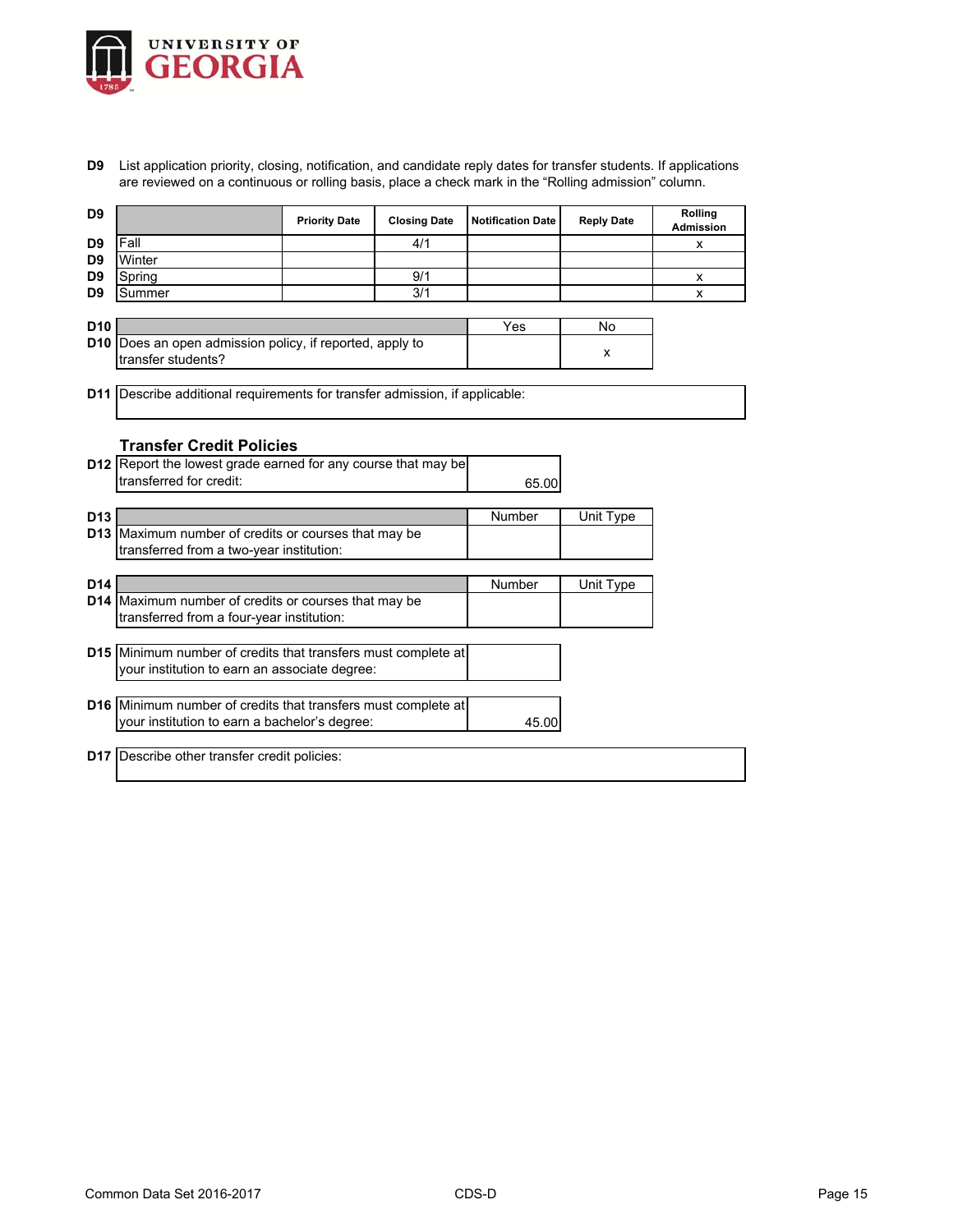**UNIVERSITY OF GEORGIA**

**D9** List application priority, closing, notification, and candidate reply dates for transfer students. If applications are reviewed on a continuous or rolling basis, place a check mark in the "Rolling admission" column.

| D9 | | Priority Date | Closing Date | Notification Date | Reply Date | Rolling Admission |
|---|---|---|---|---|---|---|
| D9 | Fall | | 4/1 | | | x |
| D9 | Winter | | | | | |
| D9 | Spring | | 9/1 | | | x |
| D9 | Summer | | 3/1 | | | x |

| D10 | | Yes | No |
|---|---|---|---|
| D10 | Does an open admission policy, if reported, apply to transfer students? | | x |

**D11** Describe additional requirements for transfer admission, if applicable:

## Transfer Credit Policies

| | | |
|---|---|---|
| D12 | Report the lowest grade earned for any course that may be transferred for credit: | 65.00 |

| D13 | | Number | Unit Type |
|---|---|---|---|
| D13 | Maximum number of credits or courses that may be transferred from a two-year institution: | | |

| D14 | | Number | Unit Type |
|---|---|---|---|
| D14 | Maximum number of credits or courses that may be transferred from a four-year institution: | | |

| | | |
|---|---|---|
| D15 | Minimum number of credits that transfers must complete at your institution to earn an associate degree: | |

| | | |
|---|---|---|
| D16 | Minimum number of credits that transfers must complete at your institution to earn a bachelor's degree: | 45.00 |

**D17** Describe other transfer credit policies: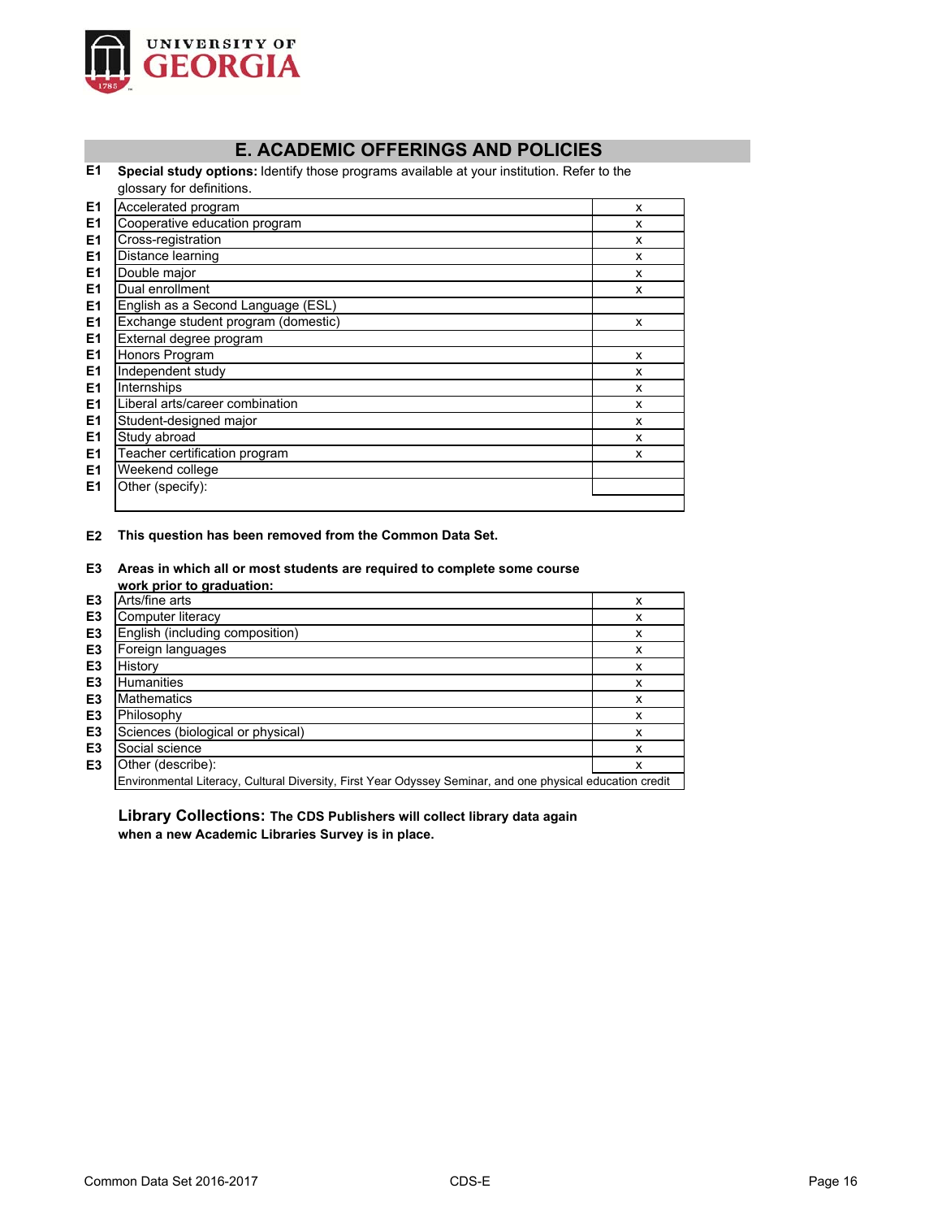## E. ACADEMIC OFFERINGS AND POLICIES

**E1** **Special study options:** Identify those programs available at your institution. Refer to the glossary for definitions.

| | Program | |
|---|---|---|
| E1 | Accelerated program | x |
| E1 | Cooperative education program | x |
| E1 | Cross-registration | x |
| E1 | Distance learning | x |
| E1 | Double major | x |
| E1 | Dual enrollment | x |
| E1 | English as a Second Language (ESL) | |
| E1 | Exchange student program (domestic) | x |
| E1 | External degree program | |
| E1 | Honors Program | x |
| E1 | Independent study | x |
| E1 | Internships | x |
| E1 | Liberal arts/career combination | x |
| E1 | Student-designed major | x |
| E1 | Study abroad | x |
| E1 | Teacher certification program | x |
| E1 | Weekend college | |
| E1 | Other (specify): | |

**E2** **This question has been removed from the Common Data Set.**

**E3** **Areas in which all or most students are required to complete some course work prior to graduation:**

| | Area | |
|---|---|---|
| E3 | Arts/fine arts | x |
| E3 | Computer literacy | x |
| E3 | English (including composition) | x |
| E3 | Foreign languages | x |
| E3 | History | x |
| E3 | Humanities | x |
| E3 | Mathematics | x |
| E3 | Philosophy | x |
| E3 | Sciences (biological or physical) | x |
| E3 | Social science | x |
| E3 | Other (describe): | x |
| | Environmental Literacy, Cultural Diversity, First Year Odyssey Seminar, and one physical education credit | |

**Library Collections: The CDS Publishers will collect library data again when a new Academic Libraries Survey is in place.**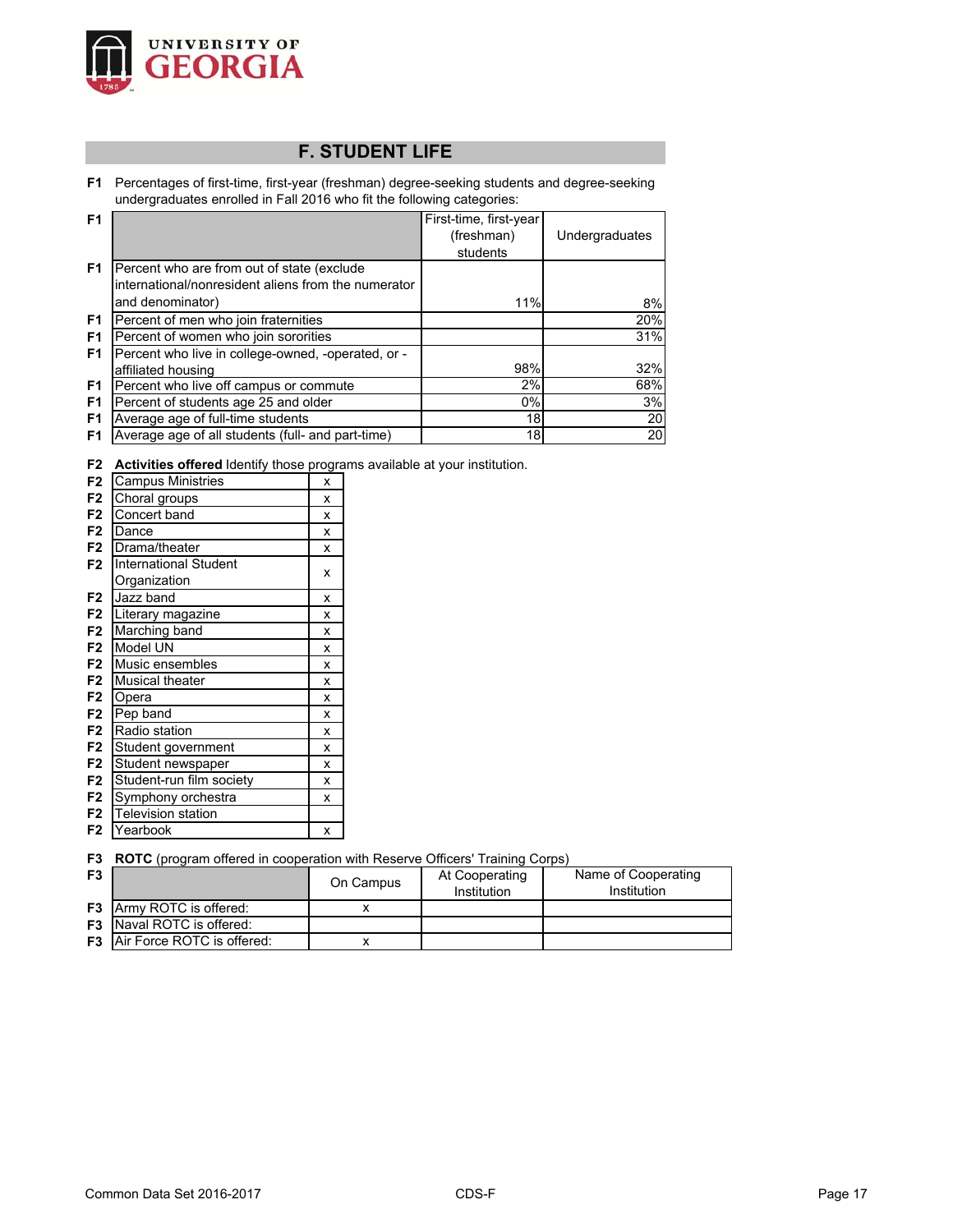UNIVERSITY OF GEORGIA

## F. STUDENT LIFE

**F1** Percentages of first-time, first-year (freshman) degree-seeking students and degree-seeking undergraduates enrolled in Fall 2016 who fit the following categories:

| | | First-time, first-year (freshman) students | Undergraduates |
|---|---|---|---|
| F1 | Percent who are from out of state (exclude international/nonresident aliens from the numerator and denominator) | 11% | 8% |
| F1 | Percent of men who join fraternities | | 20% |
| F1 | Percent of women who join sororities | | 31% |
| F1 | Percent who live in college-owned, -operated, or -affiliated housing | 98% | 32% |
| F1 | Percent who live off campus or commute | 2% | 68% |
| F1 | Percent of students age 25 and older | 0% | 3% |
| F1 | Average age of full-time students | 18 | 20 |
| F1 | Average age of all students (full- and part-time) | 18 | 20 |

**F2** **Activities offered** Identify those programs available at your institution.

| | Activity | Offered |
|---|---|---|
| F2 | Campus Ministries | x |
| F2 | Choral groups | x |
| F2 | Concert band | x |
| F2 | Dance | x |
| F2 | Drama/theater | x |
| F2 | International Student Organization | x |
| F2 | Jazz band | x |
| F2 | Literary magazine | x |
| F2 | Marching band | x |
| F2 | Model UN | x |
| F2 | Music ensembles | x |
| F2 | Musical theater | x |
| F2 | Opera | x |
| F2 | Pep band | x |
| F2 | Radio station | x |
| F2 | Student government | x |
| F2 | Student newspaper | x |
| F2 | Student-run film society | x |
| F2 | Symphony orchestra | x |
| F2 | Television station | |
| F2 | Yearbook | x |

**F3** **ROTC** (program offered in cooperation with Reserve Officers' Training Corps)

| | | On Campus | At Cooperating Institution | Name of Cooperating Institution |
|---|---|---|---|---|
| F3 | Army ROTC is offered: | x | | |
| F3 | Naval ROTC is offered: | | | |
| F3 | Air Force ROTC is offered: | x | | |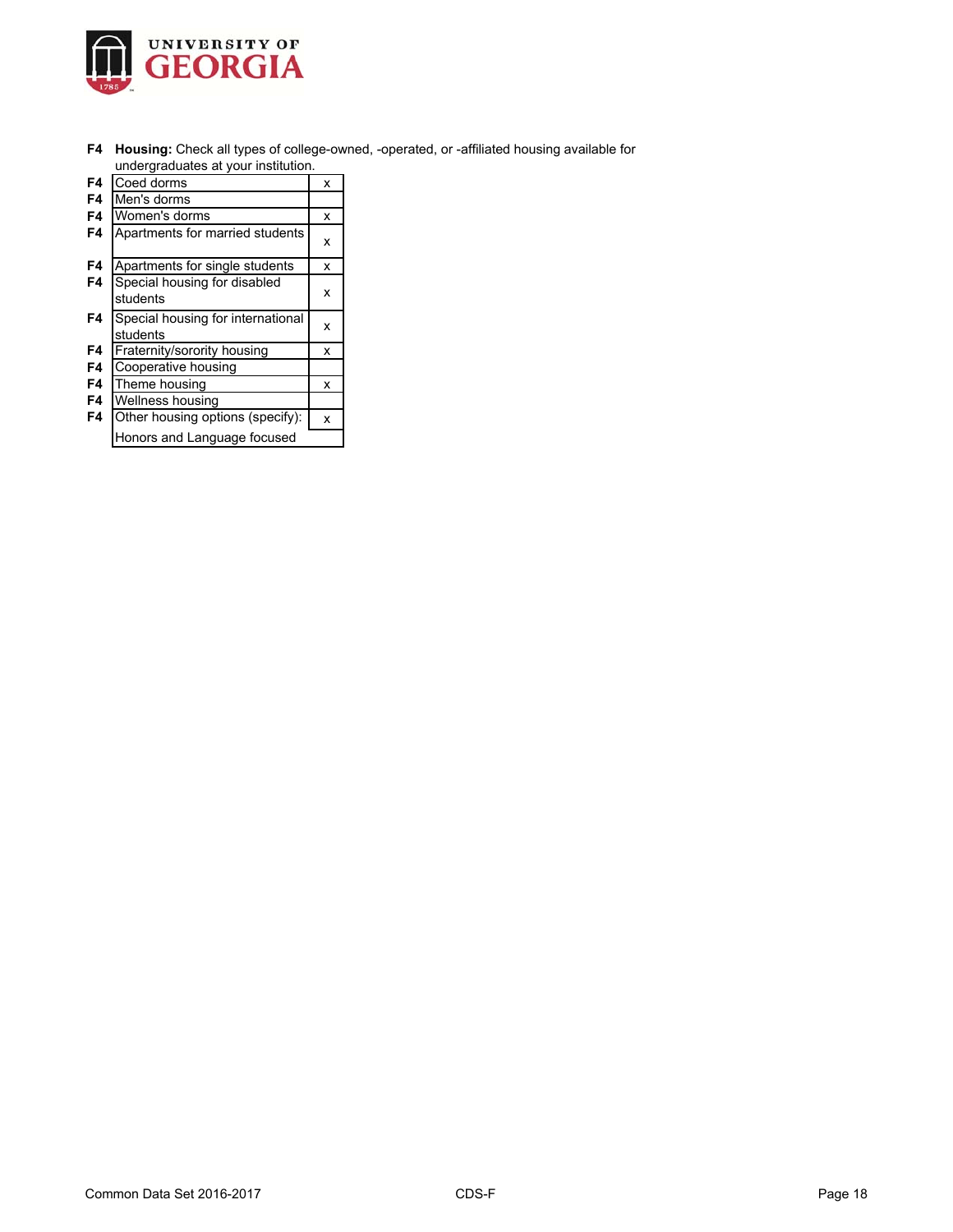**F4 Housing:** Check all types of college-owned, -operated, or -affiliated housing available for undergraduates at your institution.

| | Housing type | |
|---|---|---|
| F4 | Coed dorms | x |
| F4 | Men's dorms | |
| F4 | Women's dorms | x |
| F4 | Apartments for married students | x |
| F4 | Apartments for single students | x |
| F4 | Special housing for disabled students | x |
| F4 | Special housing for international students | x |
| F4 | Fraternity/sorority housing | x |
| F4 | Cooperative housing | |
| F4 | Theme housing | x |
| F4 | Wellness housing | |
| F4 | Other housing options (specify): Honors and Language focused | x |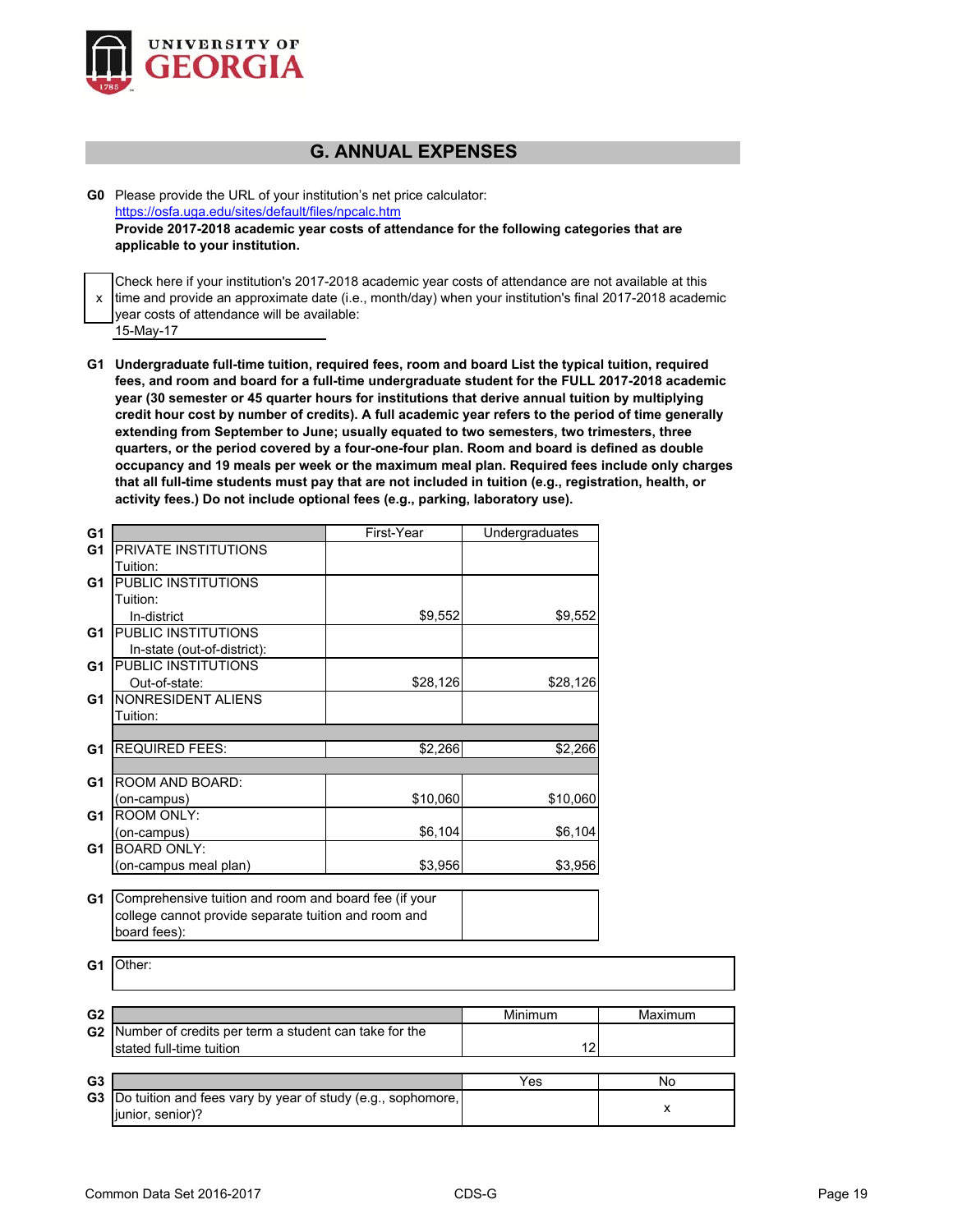UNIVERSITY OF GEORGIA

## G. ANNUAL EXPENSES

**G0** Please provide the URL of your institution's net price calculator:
https://osfa.uga.edu/sites/default/files/npcalc.htm

**Provide 2017-2018 academic year costs of attendance for the following categories that are applicable to your institution.**

x — Check here if your institution's 2017-2018 academic year costs of attendance are not available at this time and provide an approximate date (i.e., month/day) when your institution's final 2017-2018 academic year costs of attendance will be available:
15-May-17

**G1 Undergraduate full-time tuition, required fees, room and board List the typical tuition, required fees, and room and board for a full-time undergraduate student for the FULL 2017-2018 academic year (30 semester or 45 quarter hours for institutions that derive annual tuition by multiplying credit hour cost by number of credits). A full academic year refers to the period of time generally extending from September to June; usually equated to two semesters, two trimesters, three quarters, or the period covered by a four-one-four plan. Room and board is defined as double occupancy and 19 meals per week or the maximum meal plan. Required fees include only charges that all full-time students must pay that are not included in tuition (e.g., registration, health, or activity fees.) Do not include optional fees (e.g., parking, laboratory use).**

| | | First-Year | Undergraduates |
|---|---|---|---|
| G1 | PRIVATE INSTITUTIONS Tuition: | | |
| G1 | PUBLIC INSTITUTIONS Tuition: In-district | $9,552 | $9,552 |
| G1 | PUBLIC INSTITUTIONS In-state (out-of-district): | | |
| G1 | PUBLIC INSTITUTIONS Out-of-state: | $28,126 | $28,126 |
| G1 | NONRESIDENT ALIENS Tuition: | | |
| G1 | REQUIRED FEES: | $2,266 | $2,266 |
| G1 | ROOM AND BOARD: (on-campus) | $10,060 | $10,060 |
| G1 | ROOM ONLY: (on-campus) | $6,104 | $6,104 |
| G1 | BOARD ONLY: (on-campus meal plan) | $3,956 | $3,956 |

| | | |
|---|---|---|
| G1 | Comprehensive tuition and room and board fee (if your college cannot provide separate tuition and room and board fees): | |

| | |
|---|---|
| G1 | Other: |

| | | Minimum | Maximum |
|---|---|---|---|
| G2 | Number of credits per term a student can take for the stated full-time tuition | 12 | |

| | | Yes | No |
|---|---|---|---|
| G3 | Do tuition and fees vary by year of study (e.g., sophomore, junior, senior)? | | x |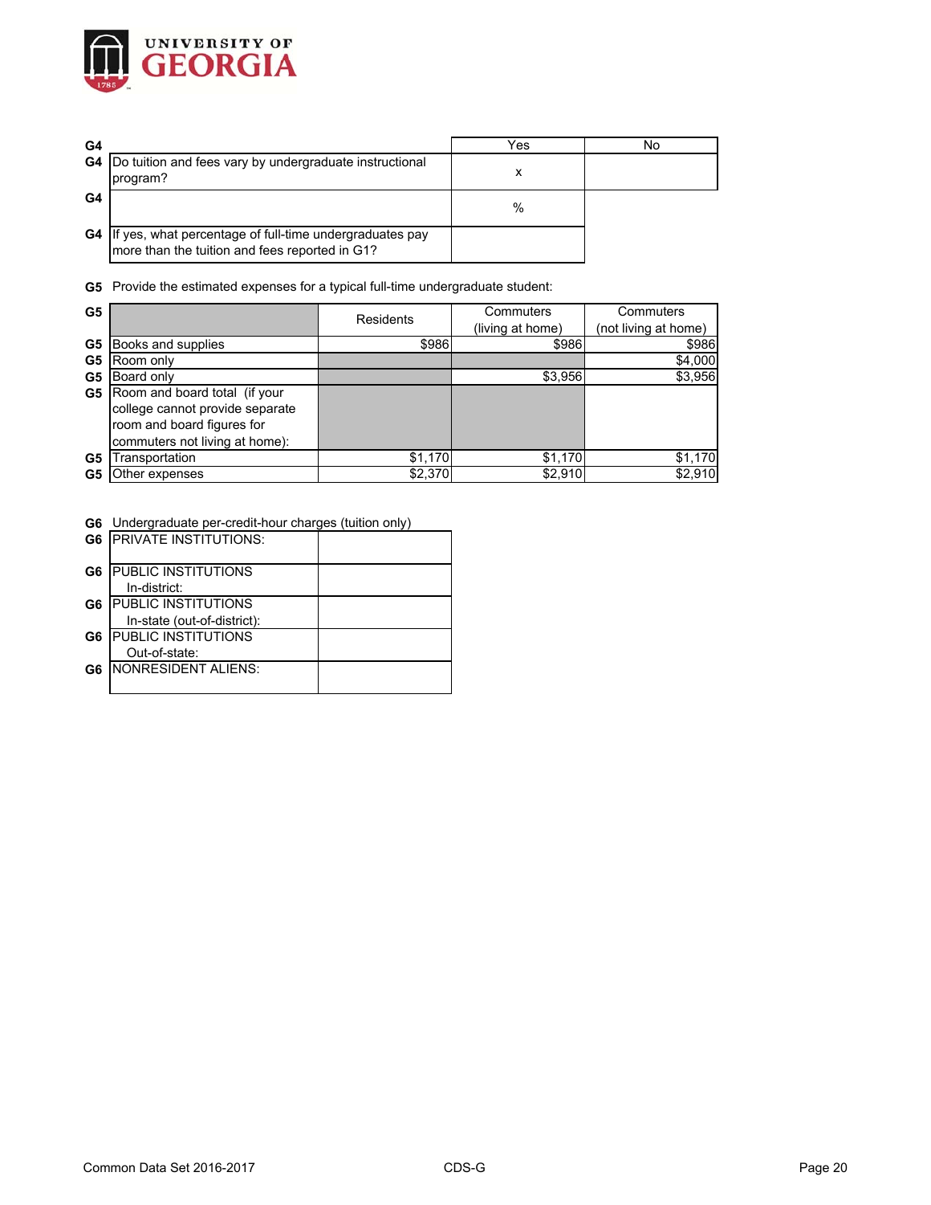| G4 | | Yes | No |
|---|---|---|---|
| G4 | Do tuition and fees vary by undergraduate instructional program? | x | |
| G4 | | % | |
| G4 | If yes, what percentage of full-time undergraduates pay more than the tuition and fees reported in G1? | | |

**G5** Provide the estimated expenses for a typical full-time undergraduate student:

| G5 | | Residents | Commuters (living at home) | Commuters (not living at home) |
|---|---|---|---|---|
| G5 | Books and supplies | $986 | $986 | $986 |
| G5 | Room only | | | $4,000 |
| G5 | Board only | | $3,956 | $3,956 |
| G5 | Room and board total (if your college cannot provide separate room and board figures for commuters not living at home): | | | |
| G5 | Transportation | $1,170 | $1,170 | $1,170 |
| G5 | Other expenses | $2,370 | $2,910 | $2,910 |

**G6** Undergraduate per-credit-hour charges (tuition only)

| G6 | | |
|---|---|---|
| G6 | PRIVATE INSTITUTIONS: | |
| G6 | PUBLIC INSTITUTIONS In-district: | |
| G6 | PUBLIC INSTITUTIONS In-state (out-of-district): | |
| G6 | PUBLIC INSTITUTIONS Out-of-state: | |
| G6 | NONRESIDENT ALIENS: | |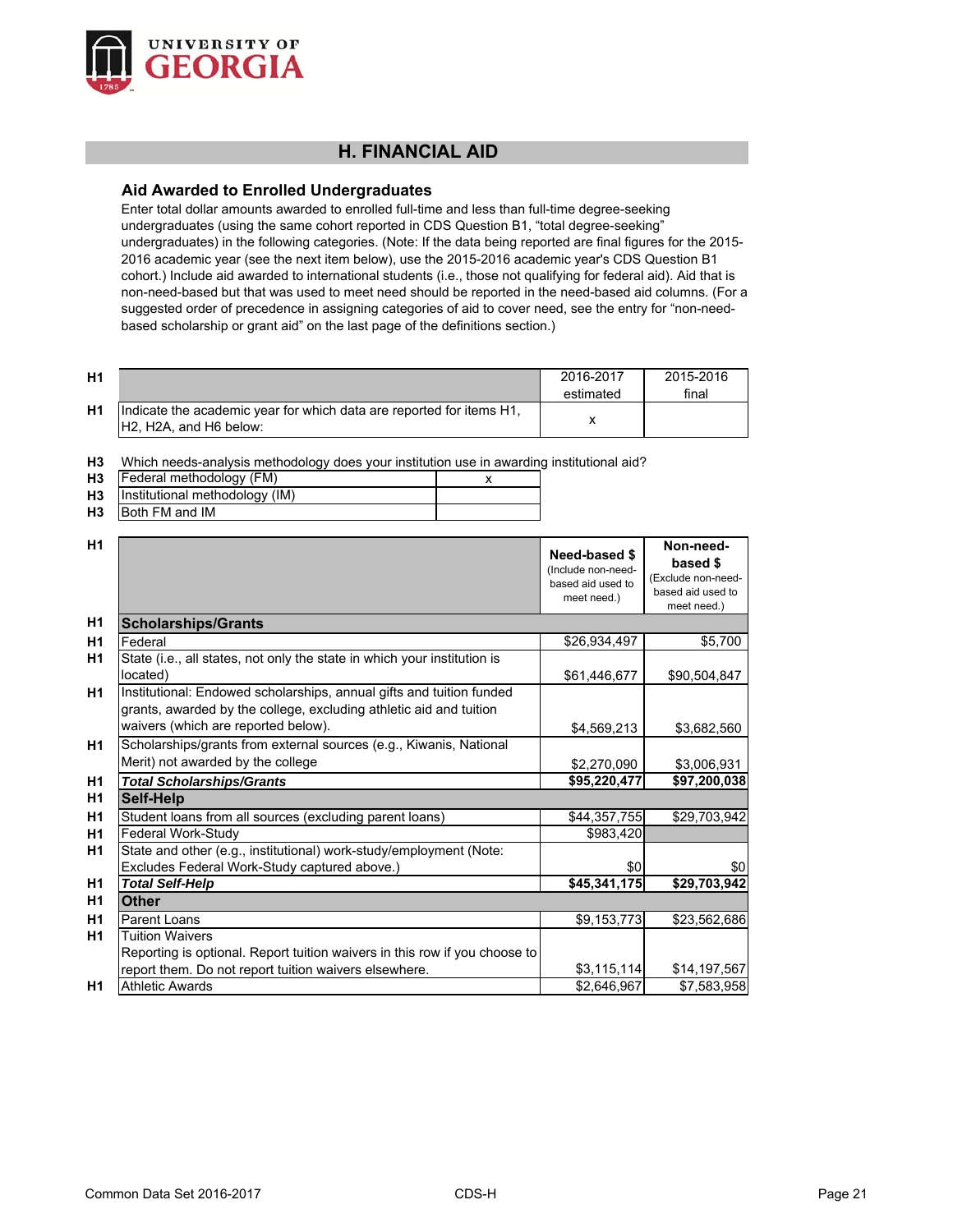## H. FINANCIAL AID

### Aid Awarded to Enrolled Undergraduates

Enter total dollar amounts awarded to enrolled full-time and less than full-time degree-seeking undergraduates (using the same cohort reported in CDS Question B1, "total degree-seeking" undergraduates) in the following categories. (Note: If the data being reported are final figures for the 2015-2016 academic year (see the next item below), use the 2015-2016 academic year's CDS Question B1 cohort.) Include aid awarded to international students (i.e., those not qualifying for federal aid). Aid that is non-need-based but that was used to meet need should be reported in the need-based aid columns. (For a suggested order of precedence in assigning categories of aid to cover need, see the entry for "non-need-based scholarship or grant aid" on the last page of the definitions section.)

| | | 2016-2017 estimated | 2015-2016 final |
|---|---|---|---|
| H1 | Indicate the academic year for which data are reported for items H1, H2, H2A, and H6 below: | x | |

H3 Which needs-analysis methodology does your institution use in awarding institutional aid?

| | | |
|---|---|---|
| H3 | Federal methodology (FM) | x |
| H3 | Institutional methodology (IM) | |
| H3 | Both FM and IM | |

| | | Need-based $ (Include non-need-based aid used to meet need.) | Non-need-based $ (Exclude non-need-based aid used to meet need.) |
|---|---|---|---|
| H1 | **Scholarships/Grants** | | |
| H1 | Federal | $26,934,497 | $5,700 |
| H1 | State (i.e., all states, not only the state in which your institution is located) | $61,446,677 | $90,504,847 |
| H1 | Institutional: Endowed scholarships, annual gifts and tuition funded grants, awarded by the college, excluding athletic aid and tuition waivers (which are reported below). | $4,569,213 | $3,682,560 |
| H1 | Scholarships/grants from external sources (e.g., Kiwanis, National Merit) not awarded by the college | $2,270,090 | $3,006,931 |
| H1 | ***Total Scholarships/Grants*** | **$95,220,477** | **$97,200,038** |
| H1 | **Self-Help** | | |
| H1 | Student loans from all sources (excluding parent loans) | $44,357,755 | $29,703,942 |
| H1 | Federal Work-Study | $983,420 | |
| H1 | State and other (e.g., institutional) work-study/employment (Note: Excludes Federal Work-Study captured above.) | $0 | $0 |
| H1 | ***Total Self-Help*** | **$45,341,175** | **$29,703,942** |
| H1 | **Other** | | |
| H1 | Parent Loans | $9,153,773 | $23,562,686 |
| H1 | Tuition Waivers<br>Reporting is optional. Report tuition waivers in this row if you choose to report them. Do not report tuition waivers elsewhere. | $3,115,114 | $14,197,567 |
| H1 | Athletic Awards | $2,646,967 | $7,583,958 |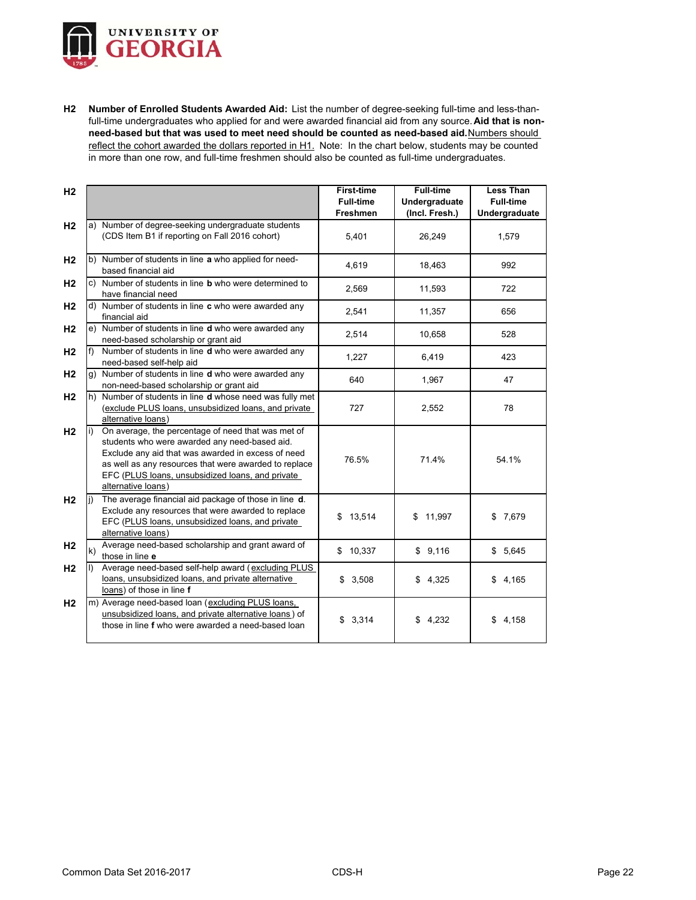**H2 Number of Enrolled Students Awarded Aid:** List the number of degree-seeking full-time and less-than-full-time undergraduates who applied for and were awarded financial aid from any source. **Aid that is non-need-based but that was used to meet need should be counted as need-based aid.** Numbers should reflect the cohort awarded the dollars reported in H1. Note: In the chart below, students may be counted in more than one row, and full-time freshmen should also be counted as full-time undergraduates.

| H2 | | First-time Full-time Freshmen | Full-time Undergraduate (Incl. Fresh.) | Less Than Full-time Undergraduate |
|---|---|---|---|---|
| H2 | a) Number of degree-seeking undergraduate students (CDS Item B1 if reporting on Fall 2016 cohort) | 5,401 | 26,249 | 1,579 |
| H2 | b) Number of students in line **a** who applied for need-based financial aid | 4,619 | 18,463 | 992 |
| H2 | c) Number of students in line **b** who were determined to have financial need | 2,569 | 11,593 | 722 |
| H2 | d) Number of students in line **c** who were awarded any financial aid | 2,541 | 11,357 | 656 |
| H2 | e) Number of students in line **d** who were awarded any need-based scholarship or grant aid | 2,514 | 10,658 | 528 |
| H2 | f) Number of students in line **d** who were awarded any need-based self-help aid | 1,227 | 6,419 | 423 |
| H2 | g) Number of students in line **d** who were awarded any non-need-based scholarship or grant aid | 640 | 1,967 | 47 |
| H2 | h) Number of students in line **d** whose need was fully met (exclude PLUS loans, unsubsidized loans, and private alternative loans) | 727 | 2,552 | 78 |
| H2 | i) On average, the percentage of need that was met of students who were awarded any need-based aid. Exclude any aid that was awarded in excess of need as well as any resources that were awarded to replace EFC (PLUS loans, unsubsidized loans, and private alternative loans) | 76.5% | 71.4% | 54.1% |
| H2 | j) The average financial aid package of those in line **d**. Exclude any resources that were awarded to replace EFC (PLUS loans, unsubsidized loans, and private alternative loans) | $ 13,514 | $ 11,997 | $ 7,679 |
| H2 | k) Average need-based scholarship and grant award of those in line **e** | $ 10,337 | $ 9,116 | $ 5,645 |
| H2 | l) Average need-based self-help award (excluding PLUS loans, unsubsidized loans, and private alternative loans) of those in line **f** | $ 3,508 | $ 4,325 | $ 4,165 |
| H2 | m) Average need-based loan (excluding PLUS loans, unsubsidized loans, and private alternative loans) of those in line **f** who were awarded a need-based loan | $ 3,314 | $ 4,232 | $ 4,158 |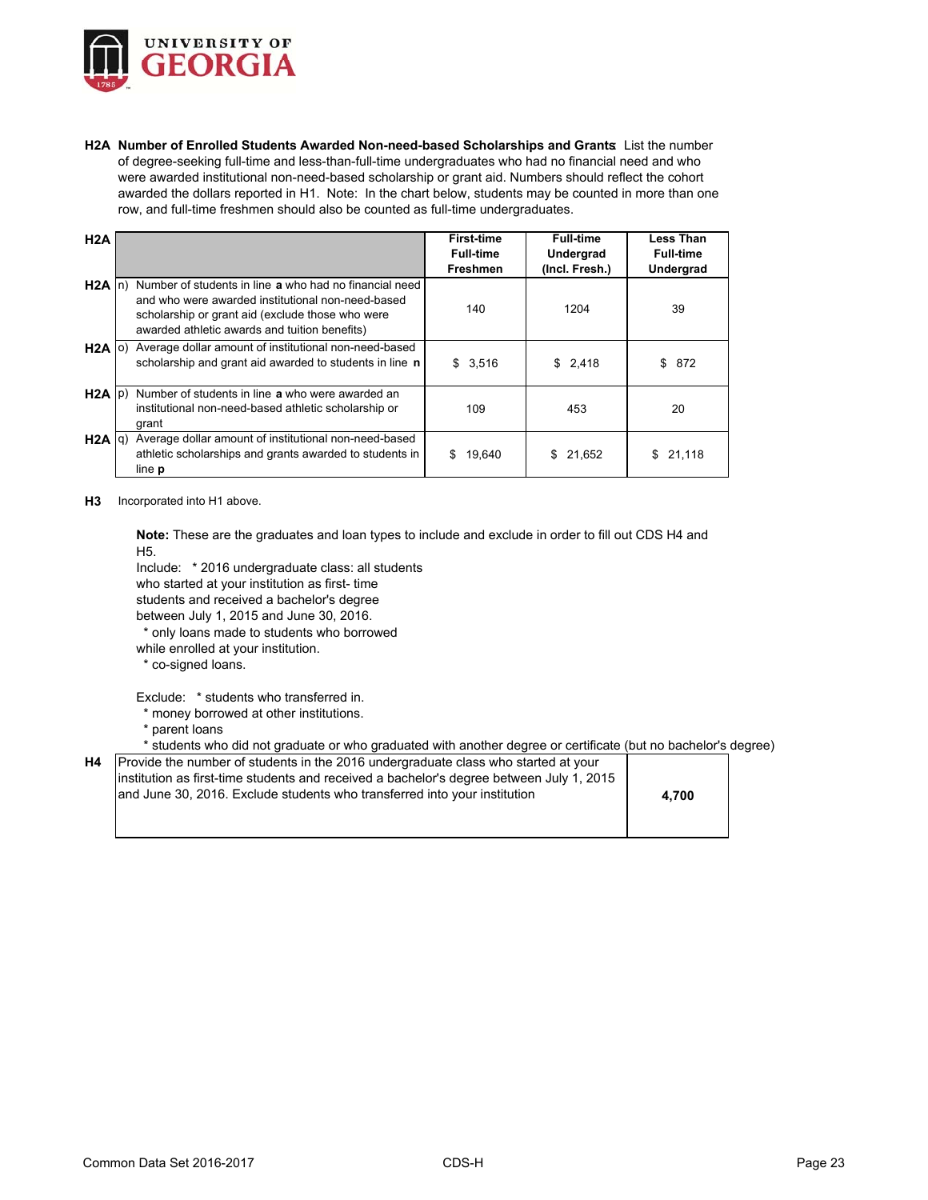**H2A Number of Enrolled Students Awarded Non-need-based Scholarships and Grants**: List the number of degree-seeking full-time and less-than-full-time undergraduates who had no financial need and who were awarded institutional non-need-based scholarship or grant aid. Numbers should reflect the cohort awarded the dollars reported in H1. Note: In the chart below, students may be counted in more than one row, and full-time freshmen should also be counted as full-time undergraduates.

| H2A | | First-time Full-time Freshmen | Full-time Undergrad (Incl. Fresh.) | Less Than Full-time Undergrad |
|---|---|---|---|---|
| H2A | n) Number of students in line **a** who had no financial need and who were awarded institutional non-need-based scholarship or grant aid (exclude those who were awarded athletic awards and tuition benefits) | 140 | 1204 | 39 |
| H2A | o) Average dollar amount of institutional non-need-based scholarship and grant aid awarded to students in line **n** | $ 3,516 | $ 2,418 | $ 872 |
| H2A | p) Number of students in line **a** who were awarded an institutional non-need-based athletic scholarship or grant | 109 | 453 | 20 |
| H2A | q) Average dollar amount of institutional non-need-based athletic scholarships and grants awarded to students in line **p** | $ 19,640 | $ 21,652 | $ 21,118 |

**H3** Incorporated into H1 above.

**Note:** These are the graduates and loan types to include and exclude in order to fill out CDS H4 and H5.

Include: * 2016 undergraduate class: all students who started at your institution as first- time students and received a bachelor's degree between July 1, 2015 and June 30, 2016.
* only loans made to students who borrowed while enrolled at your institution.
* co-signed loans.

Exclude: * students who transferred in.
* money borrowed at other institutions.
* parent loans
* students who did not graduate or who graduated with another degree or certificate (but no bachelor's degree)

| H4 | Provide the number of students in the 2016 undergraduate class who started at your institution as first-time students and received a bachelor's degree between July 1, 2015 and June 30, 2016. Exclude students who transferred into your institution | **4,700** |
|---|---|---|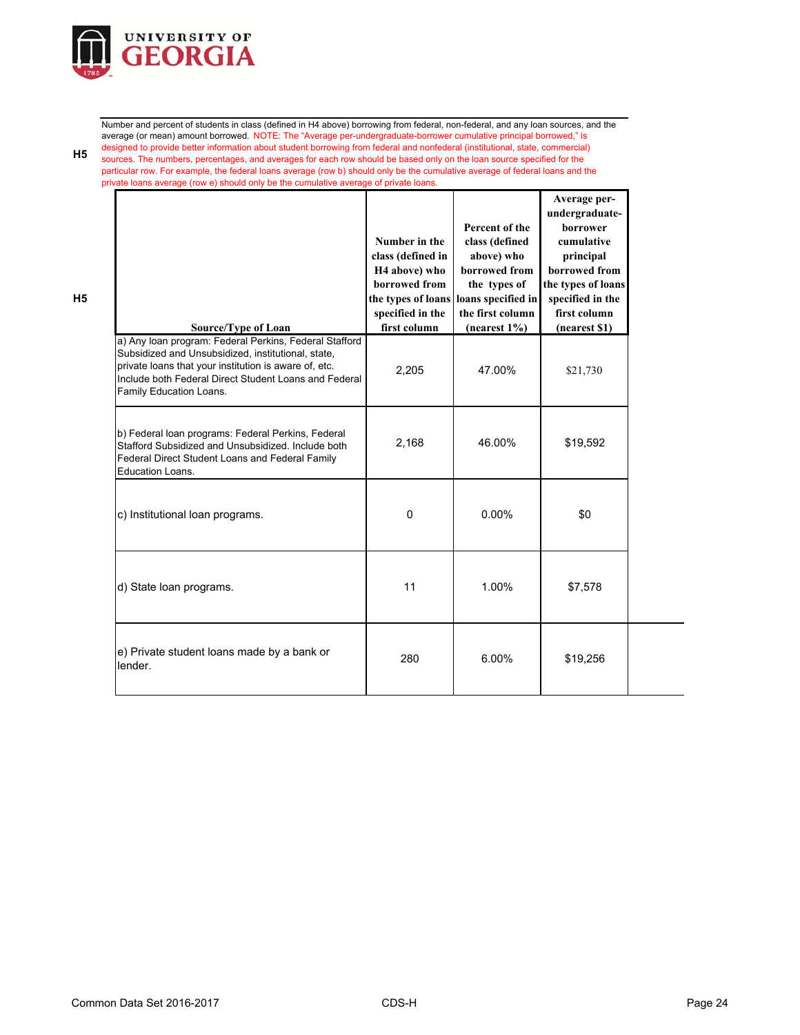**H5** Number and percent of students in class (defined in H4 above) borrowing from federal, non-federal, and any loan sources, and the average (or mean) amount borrowed. NOTE: The "Average per-undergraduate-borrower cumulative principal borrowed," is designed to provide better information about student borrowing from federal and nonfederal (institutional, state, commercial) sources. The numbers, percentages, and averages for each row should be based only on the loan source specified for the particular row. For example, the federal loans average (row b) should only be the cumulative average of federal loans and the private loans average (row e) should only be the cumulative average of private loans.

**H5**

| Source/Type of Loan | Number in the class (defined in H4 above) who borrowed from the types of loans specified in the first column | Percent of the class (defined above) who borrowed from the types of loans specified in the first column (nearest 1%) | Average per-undergraduate-borrower cumulative principal borrowed from the types of loans specified in the first column (nearest $1) |
|---|---|---|---|
| a) Any loan program: Federal Perkins, Federal Stafford Subsidized and Unsubsidized, institutional, state, private loans that your institution is aware of, etc. Include both Federal Direct Student Loans and Federal Family Education Loans. | 2,205 | 47.00% | $21,730 |
| b) Federal loan programs: Federal Perkins, Federal Stafford Subsidized and Unsubsidized. Include both Federal Direct Student Loans and Federal Family Education Loans. | 2,168 | 46.00% | $19,592 |
| c) Institutional loan programs. | 0 | 0.00% | $0 |
| d) State loan programs. | 11 | 1.00% | $7,578 |
| e) Private student loans made by a bank or lender. | 280 | 6.00% | $19,256 |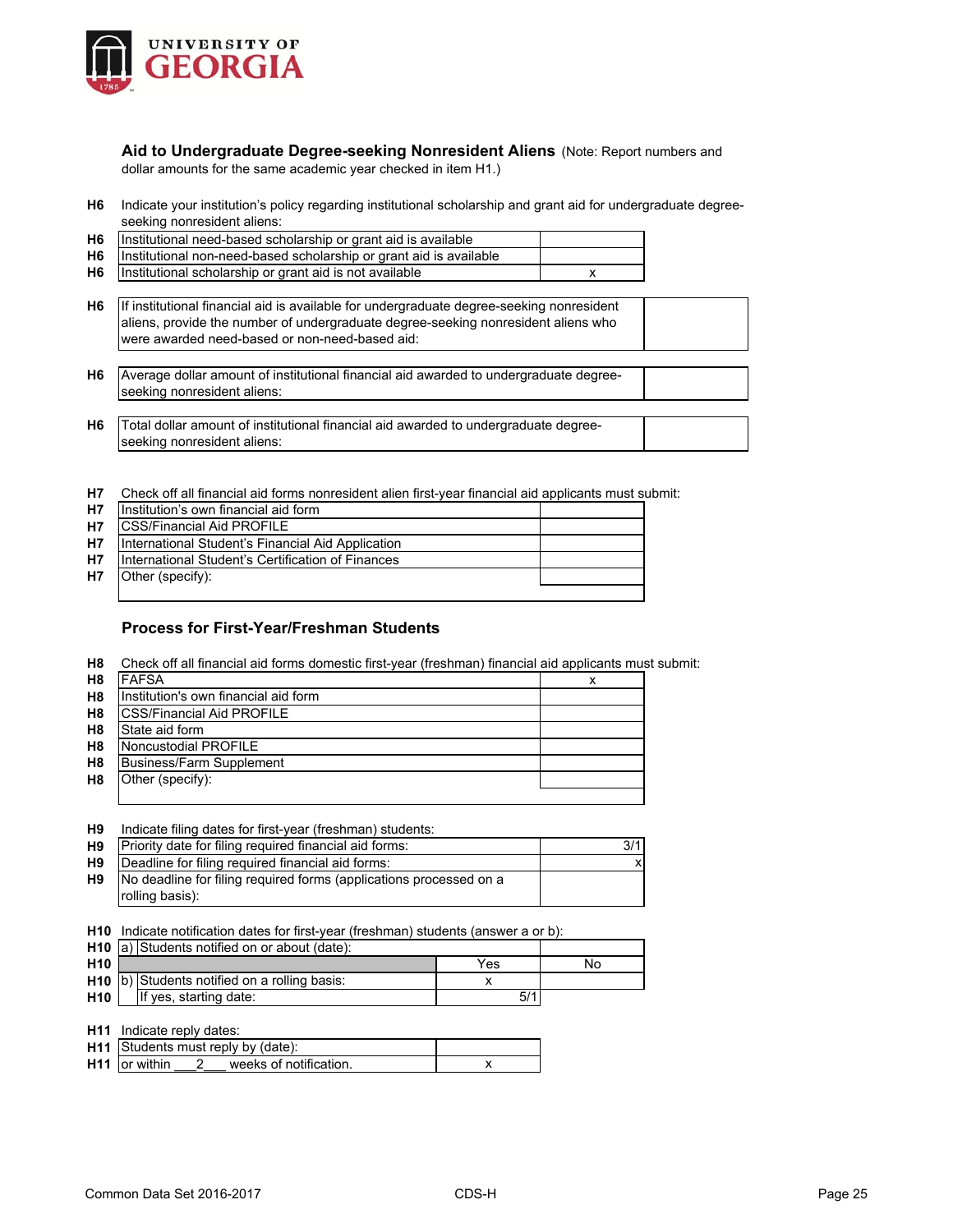**UNIVERSITY OF GEORGIA**

### Aid to Undergraduate Degree-seeking Nonresident Aliens

(Note: Report numbers and dollar amounts for the same academic year checked in item H1.)

**H6** Indicate your institution's policy regarding institutional scholarship and grant aid for undergraduate degree-seeking nonresident aliens:

| | | |
|---|---|---|
| H6 | Institutional need-based scholarship or grant aid is available | |
| H6 | Institutional non-need-based scholarship or grant aid is available | |
| H6 | Institutional scholarship or grant aid is not available | x |

| | | |
|---|---|---|
| H6 | If institutional financial aid is available for undergraduate degree-seeking nonresident aliens, provide the number of undergraduate degree-seeking nonresident aliens who were awarded need-based or non-need-based aid: | |

| | | |
|---|---|---|
| H6 | Average dollar amount of institutional financial aid awarded to undergraduate degree-seeking nonresident aliens: | |

| | | |
|---|---|---|
| H6 | Total dollar amount of institutional financial aid awarded to undergraduate degree-seeking nonresident aliens: | |

**H7** Check off all financial aid forms nonresident alien first-year financial aid applicants must submit:

| | | |
|---|---|---|
| H7 | Institution's own financial aid form | |
| H7 | CSS/Financial Aid PROFILE | |
| H7 | International Student's Financial Aid Application | |
| H7 | International Student's Certification of Finances | |
| H7 | Other (specify): | |

### Process for First-Year/Freshman Students

**H8** Check off all financial aid forms domestic first-year (freshman) financial aid applicants must submit:

| | | |
|---|---|---|
| H8 | FAFSA | x |
| H8 | Institution's own financial aid form | |
| H8 | CSS/Financial Aid PROFILE | |
| H8 | State aid form | |
| H8 | Noncustodial PROFILE | |
| H8 | Business/Farm Supplement | |
| H8 | Other (specify): | |

**H9** Indicate filing dates for first-year (freshman) students:

| | | |
|---|---|---|
| H9 | Priority date for filing required financial aid forms: | 3/1 |
| H9 | Deadline for filing required financial aid forms: | x |
| H9 | No deadline for filing required forms (applications processed on a rolling basis): | |

**H10** Indicate notification dates for first-year (freshman) students (answer a or b):

| | | | |
|---|---|---|---|
| H10 | a) Students notified on or about (date): | | |
| H10 | | Yes | No |
| H10 | b) Students notified on a rolling basis: | x | |
| H10 | If yes, starting date: | 5/1 | |

**H11** Indicate reply dates:

| | | |
|---|---|---|
| H11 | Students must reply by (date): | |
| H11 | or within \_\_\_2\_\_\_ weeks of notification. | x |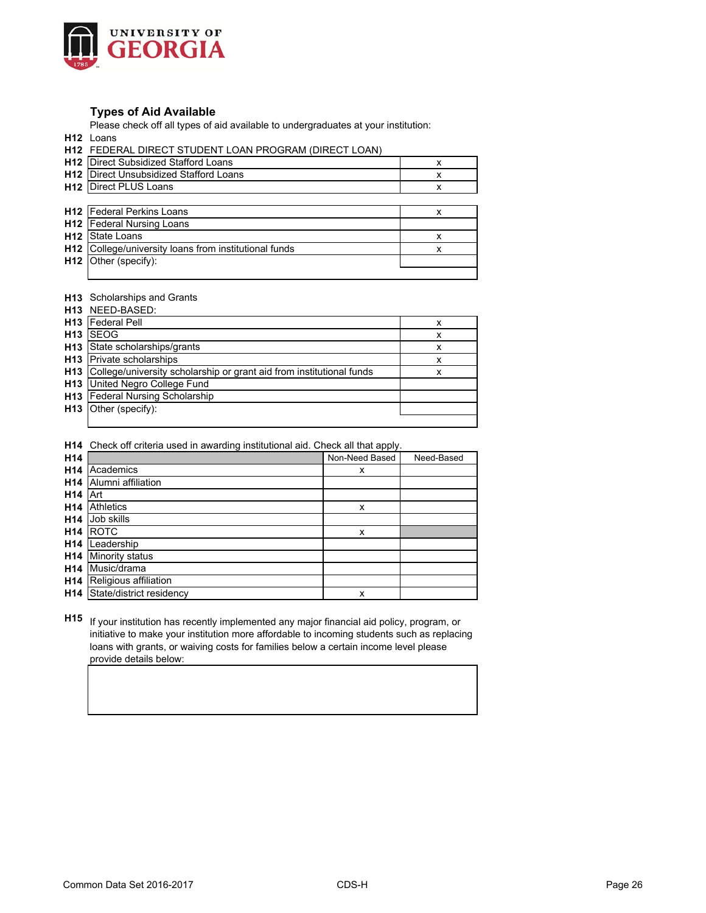UNIVERSITY OF GEORGIA

## Types of Aid Available

Please check off all types of aid available to undergraduates at your institution:

**H12** Loans

**H12** FEDERAL DIRECT STUDENT LOAN PROGRAM (DIRECT LOAN)

| | | |
|---|---|---|
| **H12** | Direct Subsidized Stafford Loans | x |
| **H12** | Direct Unsubsidized Stafford Loans | x |
| **H12** | Direct PLUS Loans | x |

| | | |
|---|---|---|
| **H12** | Federal Perkins Loans | x |
| **H12** | Federal Nursing Loans | |
| **H12** | State Loans | x |
| **H12** | College/university loans from institutional funds | x |
| **H12** | Other (specify): | |

**H13** Scholarships and Grants

**H13** NEED-BASED:

| | | |
|---|---|---|
| **H13** | Federal Pell | x |
| **H13** | SEOG | x |
| **H13** | State scholarships/grants | x |
| **H13** | Private scholarships | x |
| **H13** | College/university scholarship or grant aid from institutional funds | x |
| **H13** | United Negro College Fund | |
| **H13** | Federal Nursing Scholarship | |
| **H13** | Other (specify): | |

**H14** Check off criteria used in awarding institutional aid. Check all that apply.

| | | Non-Need Based | Need-Based |
|---|---|---|---|
| **H14** | Academics | x | |
| **H14** | Alumni affiliation | | |
| **H14** | Art | | |
| **H14** | Athletics | x | |
| **H14** | Job skills | | |
| **H14** | ROTC | x | |
| **H14** | Leadership | | |
| **H14** | Minority status | | |
| **H14** | Music/drama | | |
| **H14** | Religious affiliation | | |
| **H14** | State/district residency | x | |

**H15** If your institution has recently implemented any major financial aid policy, program, or initiative to make your institution more affordable to incoming students such as replacing loans with grants, or waiving costs for families below a certain income level please provide details below: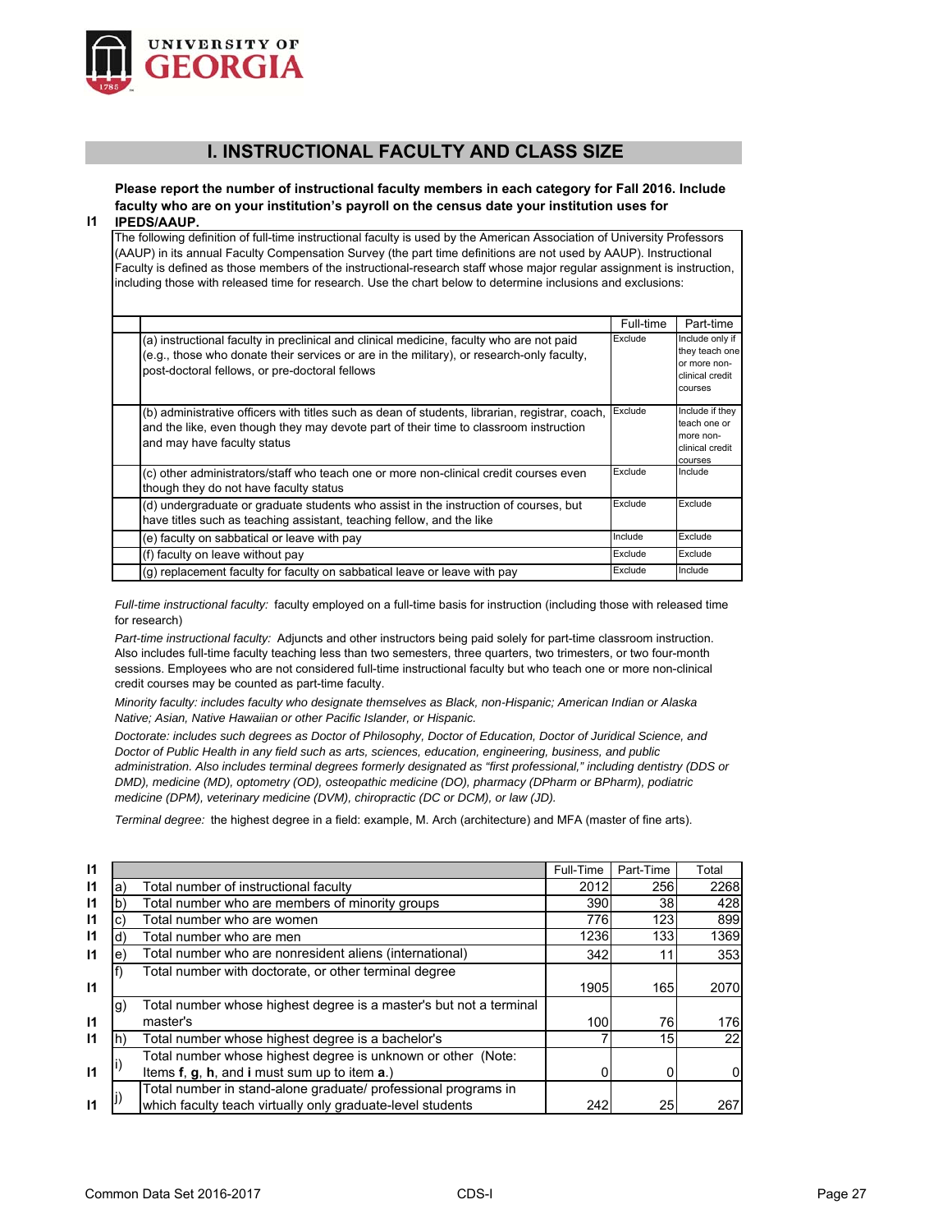## I. INSTRUCTIONAL FACULTY AND CLASS SIZE

I1 **Please report the number of instructional faculty members in each category for Fall 2016. Include faculty who are on your institution's payroll on the census date your institution uses for IPEDS/AAUP.**

The following definition of full-time instructional faculty is used by the American Association of University Professors (AAUP) in its annual Faculty Compensation Survey (the part time definitions are not used by AAUP). Instructional Faculty is defined as those members of the instructional-research staff whose major regular assignment is instruction, including those with released time for research. Use the chart below to determine inclusions and exclusions:

| | Full-time | Part-time |
|---|---|---|
| (a) instructional faculty in preclinical and clinical medicine, faculty who are not paid (e.g., those who donate their services or are in the military), or research-only faculty, post-doctoral fellows, or pre-doctoral fellows | Exclude | Include only if they teach one or more non-clinical credit courses |
| (b) administrative officers with titles such as dean of students, librarian, registrar, coach, and the like, even though they may devote part of their time to classroom instruction and may have faculty status | Exclude | Include if they teach one or more non-clinical credit courses |
| (c) other administrators/staff who teach one or more non-clinical credit courses even though they do not have faculty status | Exclude | Include |
| (d) undergraduate or graduate students who assist in the instruction of courses, but have titles such as teaching assistant, teaching fellow, and the like | Exclude | Exclude |
| (e) faculty on sabbatical or leave with pay | Include | Exclude |
| (f) faculty on leave without pay | Exclude | Exclude |
| (g) replacement faculty for faculty on sabbatical leave or leave with pay | Exclude | Include |

*Full-time instructional faculty:* faculty employed on a full-time basis for instruction (including those with released time for research)

*Part-time instructional faculty:* Adjuncts and other instructors being paid solely for part-time classroom instruction. Also includes full-time faculty teaching less than two semesters, three quarters, two trimesters, or two four-month sessions. Employees who are not considered full-time instructional faculty but who teach one or more non-clinical credit courses may be counted as part-time faculty.

*Minority faculty: includes faculty who designate themselves as Black, non-Hispanic; American Indian or Alaska Native; Asian, Native Hawaiian or other Pacific Islander, or Hispanic.*

*Doctorate: includes such degrees as Doctor of Philosophy, Doctor of Education, Doctor of Juridical Science, and Doctor of Public Health in any field such as arts, sciences, education, engineering, business, and public administration. Also includes terminal degrees formerly designated as "first professional," including dentistry (DDS or DMD), medicine (MD), optometry (OD), osteopathic medicine (DO), pharmacy (DPharm or BPharm), podiatric medicine (DPM), veterinary medicine (DVM), chiropractic (DC or DCM), or law (JD).*

*Terminal degree:* the highest degree in a field: example, M. Arch (architecture) and MFA (master of fine arts).

| | | | Full-Time | Part-Time | Total |
|---|---|---|---|---|---|
| I1 | a) | Total number of instructional faculty | 2012 | 256 | 2268 |
| I1 | b) | Total number who are members of minority groups | 390 | 38 | 428 |
| I1 | c) | Total number who are women | 776 | 123 | 899 |
| I1 | d) | Total number who are men | 1236 | 133 | 1369 |
| I1 | e) | Total number who are nonresident aliens (international) | 342 | 11 | 353 |
| I1 | f) | Total number with doctorate, or other terminal degree | 1905 | 165 | 2070 |
| I1 | g) | Total number whose highest degree is a master's but not a terminal master's | 100 | 76 | 176 |
| I1 | h) | Total number whose highest degree is a bachelor's | 7 | 15 | 22 |
| I1 | i) | Total number whose highest degree is unknown or other (Note: Items **f**, **g**, **h**, and **i** must sum up to item **a**.) | 0 | 0 | 0 |
| I1 | j) | Total number in stand-alone graduate/ professional programs in which faculty teach virtually only graduate-level students | 242 | 25 | 267 |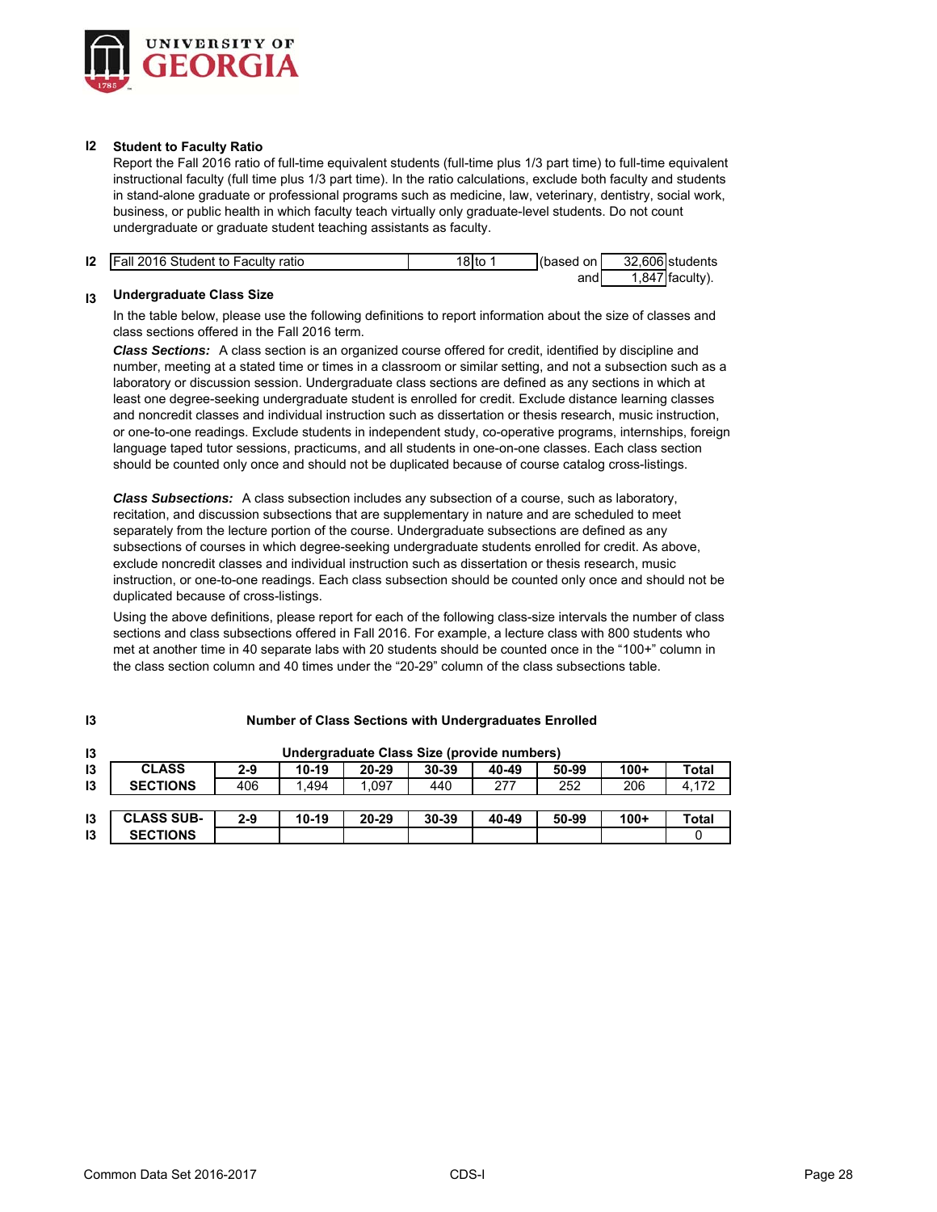**I2 Student to Faculty Ratio**

Report the Fall 2016 ratio of full-time equivalent students (full-time plus 1/3 part time) to full-time equivalent instructional faculty (full time plus 1/3 part time). In the ratio calculations, exclude both faculty and students in stand-alone graduate or professional programs such as medicine, law, veterinary, dentistry, social work, business, or public health in which faculty teach virtually only graduate-level students. Do not count undergraduate or graduate student teaching assistants as faculty.

| I2 | Fall 2016 Student to Faculty ratio | 18 | to 1 | (based on | 32,606 | students |
|---|---|---|---|---|---|---|
| | | | | and | 1,847 | faculty). |

**I3 Undergraduate Class Size**

In the table below, please use the following definitions to report information about the size of classes and class sections offered in the Fall 2016 term.

***Class Sections:*** A class section is an organized course offered for credit, identified by discipline and number, meeting at a stated time or times in a classroom or similar setting, and not a subsection such as a laboratory or discussion session. Undergraduate class sections are defined as any sections in which at least one degree-seeking undergraduate student is enrolled for credit. Exclude distance learning classes and noncredit classes and individual instruction such as dissertation or thesis research, music instruction, or one-to-one readings. Exclude students in independent study, co-operative programs, internships, foreign language taped tutor sessions, practicums, and all students in one-on-one classes. Each class section should be counted only once and should not be duplicated because of course catalog cross-listings.

***Class Subsections:*** A class subsection includes any subsection of a course, such as laboratory, recitation, and discussion subsections that are supplementary in nature and are scheduled to meet separately from the lecture portion of the course. Undergraduate subsections are defined as any subsections of courses in which degree-seeking undergraduate students enrolled for credit. As above, exclude noncredit classes and individual instruction such as dissertation or thesis research, music instruction, or one-to-one readings. Each class subsection should be counted only once and should not be duplicated because of cross-listings.

Using the above definitions, please report for each of the following class-size intervals the number of class sections and class subsections offered in Fall 2016. For example, a lecture class with 800 students who met at another time in 40 separate labs with 20 students should be counted once in the "100+" column in the class section column and 40 times under the "20-29" column of the class subsections table.

**I3 Number of Class Sections with Undergraduates Enrolled**

**I3 Undergraduate Class Size (provide numbers)**

| | 2-9 | 10-19 | 20-29 | 30-39 | 40-49 | 50-99 | 100+ | Total |
|---|---|---|---|---|---|---|---|---|
| CLASS SECTIONS | 406 | 1,494 | 1,097 | 440 | 277 | 252 | 206 | 4,172 |

| | 2-9 | 10-19 | 20-29 | 30-39 | 40-49 | 50-99 | 100+ | Total |
|---|---|---|---|---|---|---|---|---|
| CLASS SUB-SECTIONS | | | | | | | | 0 |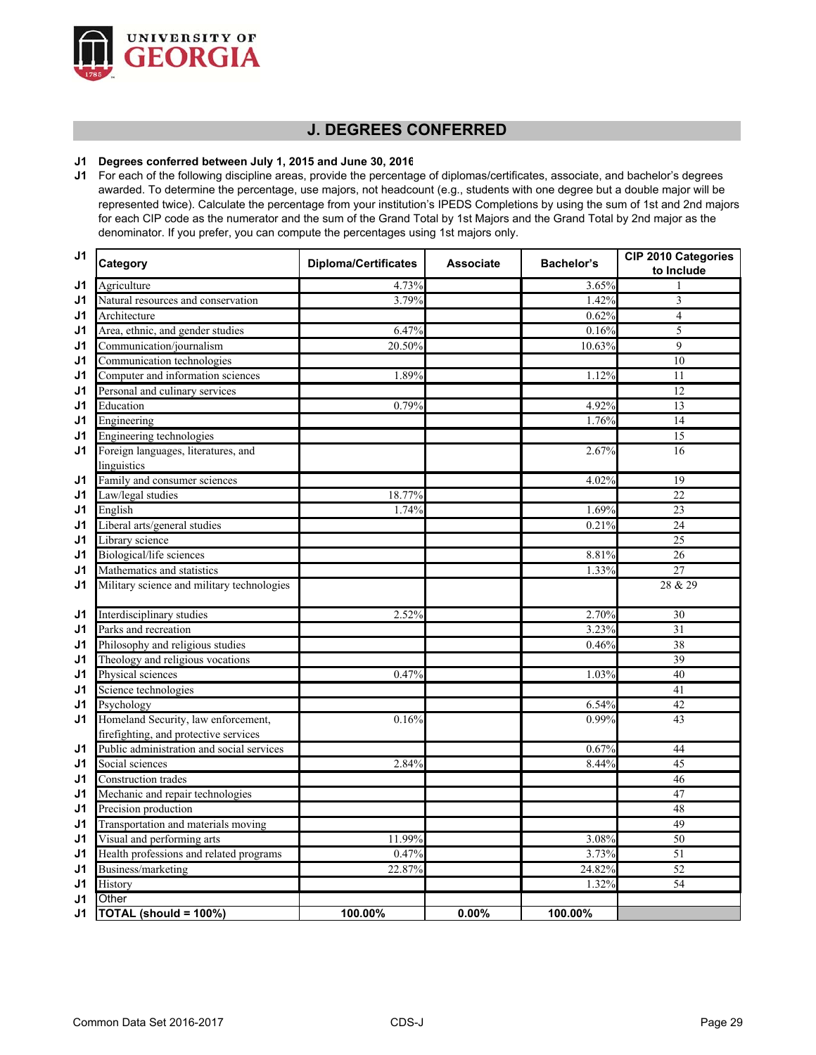UNIVERSITY OF GEORGIA

## J. DEGREES CONFERRED

**J1 Degrees conferred between July 1, 2015 and June 30, 2016**

J1 For each of the following discipline areas, provide the percentage of diplomas/certificates, associate, and bachelor's degrees awarded. To determine the percentage, use majors, not headcount (e.g., students with one degree but a double major will be represented twice). Calculate the percentage from your institution's IPEDS Completions by using the sum of 1st and 2nd majors for each CIP code as the numerator and the sum of the Grand Total by 1st Majors and the Grand Total by 2nd major as the denominator. If you prefer, you can compute the percentages using 1st majors only.

| | Category | Diploma/Certificates | Associate | Bachelor's | CIP 2010 Categories to Include |
|---|---|---|---|---|---|
| J1 | Agriculture | 4.73% | | 3.65% | 1 |
| J1 | Natural resources and conservation | 3.79% | | 1.42% | 3 |
| J1 | Architecture | | | 0.62% | 4 |
| J1 | Area, ethnic, and gender studies | 6.47% | | 0.16% | 5 |
| J1 | Communication/journalism | 20.50% | | 10.63% | 9 |
| J1 | Communication technologies | | | | 10 |
| J1 | Computer and information sciences | 1.89% | | 1.12% | 11 |
| J1 | Personal and culinary services | | | | 12 |
| J1 | Education | 0.79% | | 4.92% | 13 |
| J1 | Engineering | | | 1.76% | 14 |
| J1 | Engineering technologies | | | | 15 |
| J1 | Foreign languages, literatures, and linguistics | | | 2.67% | 16 |
| J1 | Family and consumer sciences | | | 4.02% | 19 |
| J1 | Law/legal studies | 18.77% | | | 22 |
| J1 | English | 1.74% | | 1.69% | 23 |
| J1 | Liberal arts/general studies | | | 0.21% | 24 |
| J1 | Library science | | | | 25 |
| J1 | Biological/life sciences | | | 8.81% | 26 |
| J1 | Mathematics and statistics | | | 1.33% | 27 |
| J1 | Military science and military technologies | | | | 28 & 29 |
| J1 | Interdisciplinary studies | 2.52% | | 2.70% | 30 |
| J1 | Parks and recreation | | | 3.23% | 31 |
| J1 | Philosophy and religious studies | | | 0.46% | 38 |
| J1 | Theology and religious vocations | | | | 39 |
| J1 | Physical sciences | 0.47% | | 1.03% | 40 |
| J1 | Science technologies | | | | 41 |
| J1 | Psychology | | | 6.54% | 42 |
| J1 | Homeland Security, law enforcement, firefighting, and protective services | 0.16% | | 0.99% | 43 |
| J1 | Public administration and social services | | | 0.67% | 44 |
| J1 | Social sciences | 2.84% | | 8.44% | 45 |
| J1 | Construction trades | | | | 46 |
| J1 | Mechanic and repair technologies | | | | 47 |
| J1 | Precision production | | | | 48 |
| J1 | Transportation and materials moving | | | | 49 |
| J1 | Visual and performing arts | 11.99% | | 3.08% | 50 |
| J1 | Health professions and related programs | 0.47% | | 3.73% | 51 |
| J1 | Business/marketing | 22.87% | | 24.82% | 52 |
| J1 | History | | | 1.32% | 54 |
| J1 | Other | | | | |
| J1 | **TOTAL (should = 100%)** | **100.00%** | **0.00%** | **100.00%** | |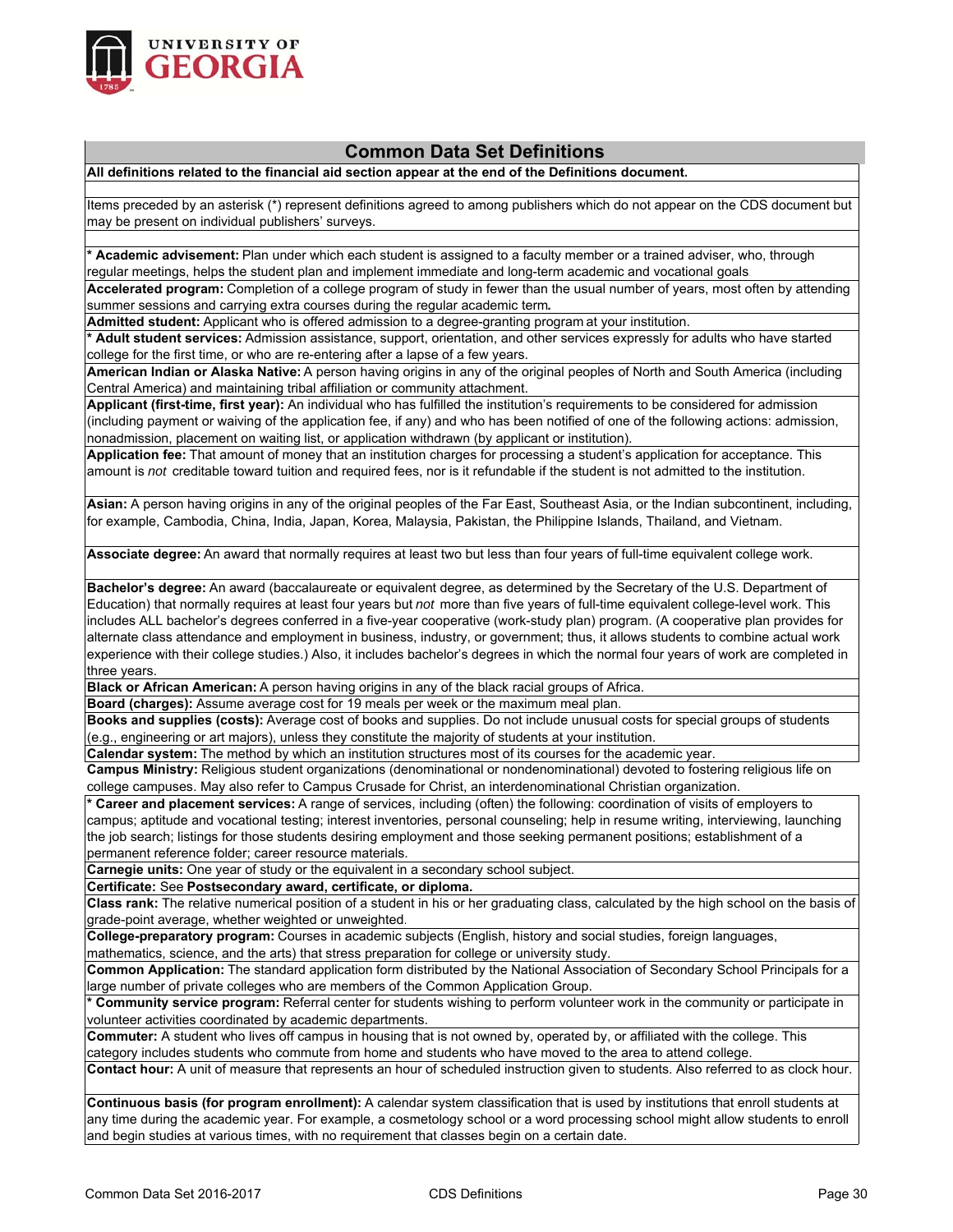## Common Data Set Definitions

**All definitions related to the financial aid section appear at the end of the Definitions document.**

Items preceded by an asterisk (*) represent definitions agreed to among publishers which do not appear on the CDS document but may be present on individual publishers' surveys.

**\* Academic advisement:** Plan under which each student is assigned to a faculty member or a trained adviser, who, through regular meetings, helps the student plan and implement immediate and long-term academic and vocational goals

**Accelerated program:** Completion of a college program of study in fewer than the usual number of years, most often by attending summer sessions and carrying extra courses during the regular academic term**.**

**Admitted student:** Applicant who is offered admission to a degree-granting program at your institution.

**\* Adult student services:** Admission assistance, support, orientation, and other services expressly for adults who have started college for the first time, or who are re-entering after a lapse of a few years.

**American Indian or Alaska Native:** A person having origins in any of the original peoples of North and South America (including Central America) and maintaining tribal affiliation or community attachment.

**Applicant (first-time, first year):** An individual who has fulfilled the institution's requirements to be considered for admission (including payment or waiving of the application fee, if any) and who has been notified of one of the following actions: admission, nonadmission, placement on waiting list, or application withdrawn (by applicant or institution).

**Application fee:** That amount of money that an institution charges for processing a student's application for acceptance. This amount is *not* creditable toward tuition and required fees, nor is it refundable if the student is not admitted to the institution.

**Asian:** A person having origins in any of the original peoples of the Far East, Southeast Asia, or the Indian subcontinent, including, for example, Cambodia, China, India, Japan, Korea, Malaysia, Pakistan, the Philippine Islands, Thailand, and Vietnam.

**Associate degree:** An award that normally requires at least two but less than four years of full-time equivalent college work.

**Bachelor's degree:** An award (baccalaureate or equivalent degree, as determined by the Secretary of the U.S. Department of Education) that normally requires at least four years but *not* more than five years of full-time equivalent college-level work. This includes ALL bachelor's degrees conferred in a five-year cooperative (work-study plan) program. (A cooperative plan provides for alternate class attendance and employment in business, industry, or government; thus, it allows students to combine actual work experience with their college studies.) Also, it includes bachelor's degrees in which the normal four years of work are completed in three years.

**Black or African American:** A person having origins in any of the black racial groups of Africa.

**Board (charges):** Assume average cost for 19 meals per week or the maximum meal plan.

**Books and supplies (costs):** Average cost of books and supplies. Do not include unusual costs for special groups of students (e.g., engineering or art majors), unless they constitute the majority of students at your institution.

**Calendar system:** The method by which an institution structures most of its courses for the academic year.

**Campus Ministry:** Religious student organizations (denominational or nondenominational) devoted to fostering religious life on college campuses. May also refer to Campus Crusade for Christ, an interdenominational Christian organization.

**\* Career and placement services:** A range of services, including (often) the following: coordination of visits of employers to campus; aptitude and vocational testing; interest inventories, personal counseling; help in resume writing, interviewing, launching the job search; listings for those students desiring employment and those seeking permanent positions; establishment of a permanent reference folder; career resource materials.

**Carnegie units:** One year of study or the equivalent in a secondary school subject.

**Certificate:** See **Postsecondary award, certificate, or diploma.**

**Class rank:** The relative numerical position of a student in his or her graduating class, calculated by the high school on the basis of grade-point average, whether weighted or unweighted.

**College-preparatory program:** Courses in academic subjects (English, history and social studies, foreign languages, mathematics, science, and the arts) that stress preparation for college or university study.

**Common Application:** The standard application form distributed by the National Association of Secondary School Principals for a large number of private colleges who are members of the Common Application Group.

**\* Community service program:** Referral center for students wishing to perform volunteer work in the community or participate in volunteer activities coordinated by academic departments.

**Commuter:** A student who lives off campus in housing that is not owned by, operated by, or affiliated with the college. This category includes students who commute from home and students who have moved to the area to attend college.

**Contact hour:** A unit of measure that represents an hour of scheduled instruction given to students. Also referred to as clock hour.

**Continuous basis (for program enrollment):** A calendar system classification that is used by institutions that enroll students at any time during the academic year. For example, a cosmetology school or a word processing school might allow students to enroll and begin studies at various times, with no requirement that classes begin on a certain date.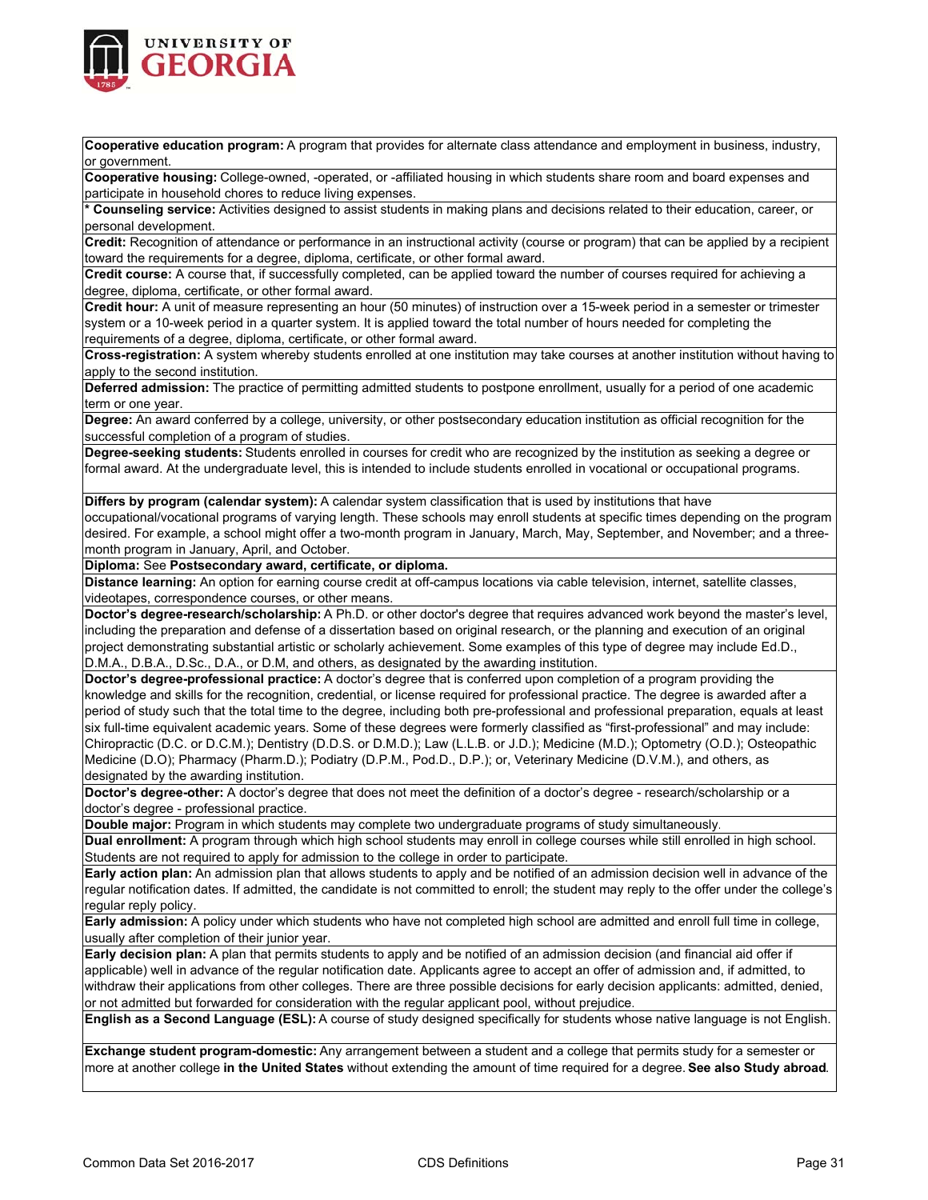**Cooperative education program:** A program that provides for alternate class attendance and employment in business, industry, or government.

**Cooperative housing:** College-owned, -operated, or -affiliated housing in which students share room and board expenses and participate in household chores to reduce living expenses.

*** Counseling service:** Activities designed to assist students in making plans and decisions related to their education, career, or personal development.

**Credit:** Recognition of attendance or performance in an instructional activity (course or program) that can be applied by a recipient toward the requirements for a degree, diploma, certificate, or other formal award.

**Credit course:** A course that, if successfully completed, can be applied toward the number of courses required for achieving a degree, diploma, certificate, or other formal award.

**Credit hour:** A unit of measure representing an hour (50 minutes) of instruction over a 15-week period in a semester or trimester system or a 10-week period in a quarter system. It is applied toward the total number of hours needed for completing the requirements of a degree, diploma, certificate, or other formal award.

**Cross-registration:** A system whereby students enrolled at one institution may take courses at another institution without having to apply to the second institution.

**Deferred admission:** The practice of permitting admitted students to postpone enrollment, usually for a period of one academic term or one year.

**Degree:** An award conferred by a college, university, or other postsecondary education institution as official recognition for the successful completion of a program of studies.

**Degree-seeking students:** Students enrolled in courses for credit who are recognized by the institution as seeking a degree or formal award. At the undergraduate level, this is intended to include students enrolled in vocational or occupational programs.

**Differs by program (calendar system):** A calendar system classification that is used by institutions that have occupational/vocational programs of varying length. These schools may enroll students at specific times depending on the program desired. For example, a school might offer a two-month program in January, March, May, September, and November; and a three-month program in January, April, and October.

**Diploma:** See **Postsecondary award, certificate, or diploma.**

**Distance learning:** An option for earning course credit at off-campus locations via cable television, internet, satellite classes, videotapes, correspondence courses, or other means.

**Doctor's degree-research/scholarship:** A Ph.D. or other doctor's degree that requires advanced work beyond the master's level, including the preparation and defense of a dissertation based on original research, or the planning and execution of an original project demonstrating substantial artistic or scholarly achievement. Some examples of this type of degree may include Ed.D., D.M.A., D.B.A., D.Sc., D.A., or D.M, and others, as designated by the awarding institution.

**Doctor's degree-professional practice:** A doctor's degree that is conferred upon completion of a program providing the knowledge and skills for the recognition, credential, or license required for professional practice. The degree is awarded after a period of study such that the total time to the degree, including both pre-professional and professional preparation, equals at least six full-time equivalent academic years. Some of these degrees were formerly classified as "first-professional" and may include: Chiropractic (D.C. or D.C.M.); Dentistry (D.D.S. or D.M.D.); Law (L.L.B. or J.D.); Medicine (M.D.); Optometry (O.D.); Osteopathic Medicine (D.O); Pharmacy (Pharm.D.); Podiatry (D.P.M., Pod.D., D.P.); or, Veterinary Medicine (D.V.M.), and others, as designated by the awarding institution.

**Doctor's degree-other:** A doctor's degree that does not meet the definition of a doctor's degree - research/scholarship or a doctor's degree - professional practice.

**Double major:** Program in which students may complete two undergraduate programs of study simultaneously.

**Dual enrollment:** A program through which high school students may enroll in college courses while still enrolled in high school. Students are not required to apply for admission to the college in order to participate.

**Early action plan:** An admission plan that allows students to apply and be notified of an admission decision well in advance of the regular notification dates. If admitted, the candidate is not committed to enroll; the student may reply to the offer under the college's regular reply policy.

**Early admission:** A policy under which students who have not completed high school are admitted and enroll full time in college, usually after completion of their junior year.

**Early decision plan:** A plan that permits students to apply and be notified of an admission decision (and financial aid offer if applicable) well in advance of the regular notification date. Applicants agree to accept an offer of admission and, if admitted, to withdraw their applications from other colleges. There are three possible decisions for early decision applicants: admitted, denied, or not admitted but forwarded for consideration with the regular applicant pool, without prejudice.

**English as a Second Language (ESL):** A course of study designed specifically for students whose native language is not English.

**Exchange student program-domestic:** Any arrangement between a student and a college that permits study for a semester or more at another college **in the United States** without extending the amount of time required for a degree. **See also Study abroad**.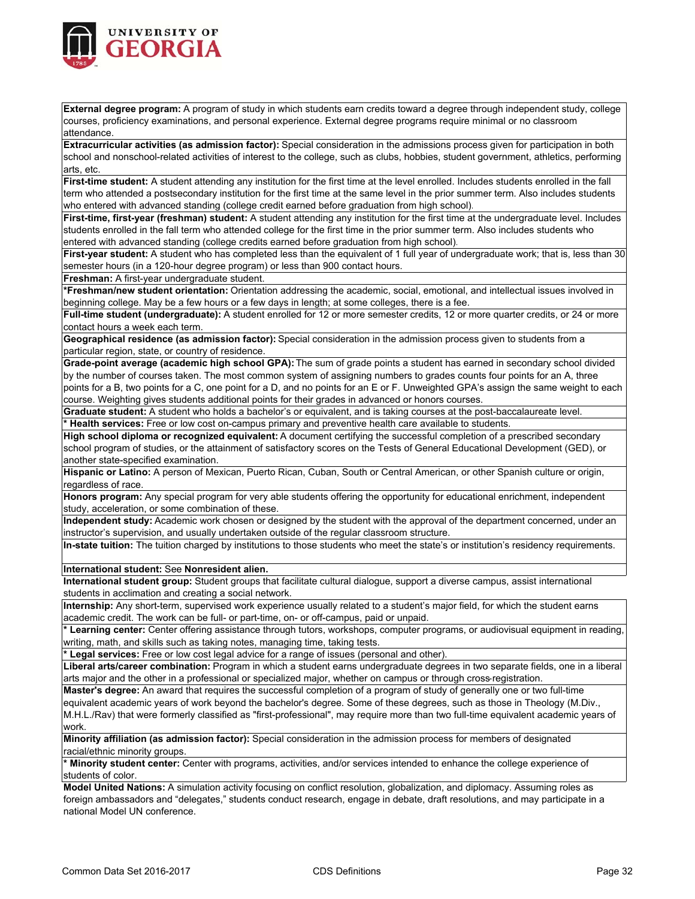**External degree program:** A program of study in which students earn credits toward a degree through independent study, college courses, proficiency examinations, and personal experience. External degree programs require minimal or no classroom attendance.

**Extracurricular activities (as admission factor):** Special consideration in the admissions process given for participation in both school and nonschool-related activities of interest to the college, such as clubs, hobbies, student government, athletics, performing arts, etc.

**First-time student:** A student attending any institution for the first time at the level enrolled. Includes students enrolled in the fall term who attended a postsecondary institution for the first time at the same level in the prior summer term. Also includes students who entered with advanced standing (college credit earned before graduation from high school).

**First-time, first-year (freshman) student:** A student attending any institution for the first time at the undergraduate level. Includes students enrolled in the fall term who attended college for the first time in the prior summer term. Also includes students who entered with advanced standing (college credits earned before graduation from high school).

**First-year student:** A student who has completed less than the equivalent of 1 full year of undergraduate work; that is, less than 30 semester hours (in a 120-hour degree program) or less than 900 contact hours.

**Freshman:** A first-year undergraduate student.

***Freshman/new student orientation:** Orientation addressing the academic, social, emotional, and intellectual issues involved in beginning college. May be a few hours or a few days in length; at some colleges, there is a fee.

**Full-time student (undergraduate):** A student enrolled for 12 or more semester credits, 12 or more quarter credits, or 24 or more contact hours a week each term.

**Geographical residence (as admission factor):** Special consideration in the admission process given to students from a particular region, state, or country of residence.

**Grade-point average (academic high school GPA):** The sum of grade points a student has earned in secondary school divided by the number of courses taken. The most common system of assigning numbers to grades counts four points for an A, three points for a B, two points for a C, one point for a D, and no points for an E or F. Unweighted GPA's assign the same weight to each course. Weighting gives students additional points for their grades in advanced or honors courses.

**Graduate student:** A student who holds a bachelor's or equivalent, and is taking courses at the post-baccalaureate level.

*** Health services:** Free or low cost on-campus primary and preventive health care available to students.

**High school diploma or recognized equivalent:** A document certifying the successful completion of a prescribed secondary school program of studies, or the attainment of satisfactory scores on the Tests of General Educational Development (GED), or another state-specified examination.

**Hispanic or Latino:** A person of Mexican, Puerto Rican, Cuban, South or Central American, or other Spanish culture or origin, regardless of race.

**Honors program:** Any special program for very able students offering the opportunity for educational enrichment, independent study, acceleration, or some combination of these.

**Independent study:** Academic work chosen or designed by the student with the approval of the department concerned, under an instructor's supervision, and usually undertaken outside of the regular classroom structure.

**In-state tuition:** The tuition charged by institutions to those students who meet the state's or institution's residency requirements.

**International student:** See **Nonresident alien.**

**International student group:** Student groups that facilitate cultural dialogue, support a diverse campus, assist international students in acclimation and creating a social network.

**Internship:** Any short-term, supervised work experience usually related to a student's major field, for which the student earns academic credit. The work can be full- or part-time, on- or off-campus, paid or unpaid.

*** Learning center:** Center offering assistance through tutors, workshops, computer programs, or audiovisual equipment in reading, writing, math, and skills such as taking notes, managing time, taking tests.

*** Legal services:** Free or low cost legal advice for a range of issues (personal and other).

**Liberal arts/career combination:** Program in which a student earns undergraduate degrees in two separate fields, one in a liberal arts major and the other in a professional or specialized major, whether on campus or through cross-registration.

**Master's degree:** An award that requires the successful completion of a program of study of generally one or two full-time equivalent academic years of work beyond the bachelor's degree. Some of these degrees, such as those in Theology (M.Div., M.H.L./Rav) that were formerly classified as "first-professional", may require more than two full-time equivalent academic years of work.

**Minority affiliation (as admission factor):** Special consideration in the admission process for members of designated racial/ethnic minority groups.

*** Minority student center:** Center with programs, activities, and/or services intended to enhance the college experience of students of color.

**Model United Nations:** A simulation activity focusing on conflict resolution, globalization, and diplomacy. Assuming roles as foreign ambassadors and "delegates," students conduct research, engage in debate, draft resolutions, and may participate in a national Model UN conference.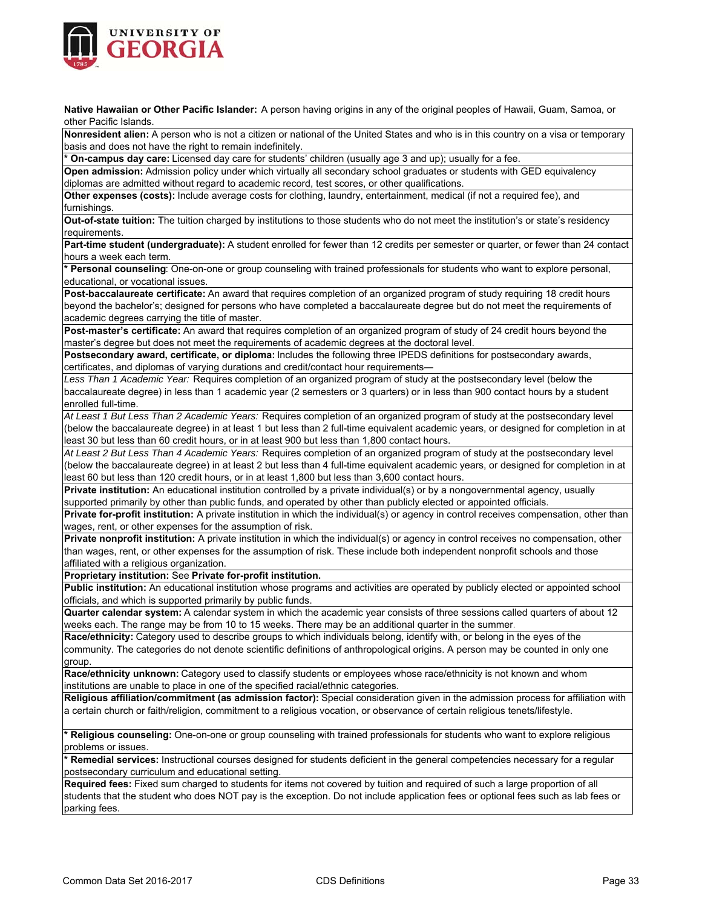**Native Hawaiian or Other Pacific Islander:** A person having origins in any of the original peoples of Hawaii, Guam, Samoa, or other Pacific Islands.

**Nonresident alien:** A person who is not a citizen or national of the United States and who is in this country on a visa or temporary basis and does not have the right to remain indefinitely.

**\* On-campus day care:** Licensed day care for students' children (usually age 3 and up); usually for a fee.

**Open admission:** Admission policy under which virtually all secondary school graduates or students with GED equivalency diplomas are admitted without regard to academic record, test scores, or other qualifications.

**Other expenses (costs):** Include average costs for clothing, laundry, entertainment, medical (if not a required fee), and furnishings.

**Out-of-state tuition:** The tuition charged by institutions to those students who do not meet the institution's or state's residency requirements.

**Part-time student (undergraduate):** A student enrolled for fewer than 12 credits per semester or quarter, or fewer than 24 contact hours a week each term.

**\* Personal counseling**: One-on-one or group counseling with trained professionals for students who want to explore personal, educational, or vocational issues.

**Post-baccalaureate certificate:** An award that requires completion of an organized program of study requiring 18 credit hours beyond the bachelor's; designed for persons who have completed a baccalaureate degree but do not meet the requirements of academic degrees carrying the title of master.

**Post-master's certificate:** An award that requires completion of an organized program of study of 24 credit hours beyond the master's degree but does not meet the requirements of academic degrees at the doctoral level.

**Postsecondary award, certificate, or diploma:** Includes the following three IPEDS definitions for postsecondary awards, certificates, and diplomas of varying durations and credit/contact hour requirements—

*Less Than 1 Academic Year:* Requires completion of an organized program of study at the postsecondary level (below the baccalaureate degree) in less than 1 academic year (2 semesters or 3 quarters) or in less than 900 contact hours by a student enrolled full-time.

*At Least 1 But Less Than 2 Academic Years:* Requires completion of an organized program of study at the postsecondary level (below the baccalaureate degree) in at least 1 but less than 2 full-time equivalent academic years, or designed for completion in at least 30 but less than 60 credit hours, or in at least 900 but less than 1,800 contact hours.

*At Least 2 But Less Than 4 Academic Years:* Requires completion of an organized program of study at the postsecondary level (below the baccalaureate degree) in at least 2 but less than 4 full-time equivalent academic years, or designed for completion in at least 60 but less than 120 credit hours, or in at least 1,800 but less than 3,600 contact hours.

**Private institution:** An educational institution controlled by a private individual(s) or by a nongovernmental agency, usually supported primarily by other than public funds, and operated by other than publicly elected or appointed officials.

**Private for-profit institution:** A private institution in which the individual(s) or agency in control receives compensation, other than wages, rent, or other expenses for the assumption of risk.

**Private nonprofit institution:** A private institution in which the individual(s) or agency in control receives no compensation, other than wages, rent, or other expenses for the assumption of risk. These include both independent nonprofit schools and those affiliated with a religious organization.

**Proprietary institution:** See **Private for-profit institution.**

**Public institution:** An educational institution whose programs and activities are operated by publicly elected or appointed school officials, and which is supported primarily by public funds.

**Quarter calendar system:** A calendar system in which the academic year consists of three sessions called quarters of about 12 weeks each. The range may be from 10 to 15 weeks. There may be an additional quarter in the summer.

**Race/ethnicity:** Category used to describe groups to which individuals belong, identify with, or belong in the eyes of the community. The categories do not denote scientific definitions of anthropological origins. A person may be counted in only one group.

**Race/ethnicity unknown:** Category used to classify students or employees whose race/ethnicity is not known and whom institutions are unable to place in one of the specified racial/ethnic categories.

**Religious affiliation/commitment (as admission factor):** Special consideration given in the admission process for affiliation with a certain church or faith/religion, commitment to a religious vocation, or observance of certain religious tenets/lifestyle.

**\* Religious counseling:** One-on-one or group counseling with trained professionals for students who want to explore religious problems or issues.

**\* Remedial services:** Instructional courses designed for students deficient in the general competencies necessary for a regular postsecondary curriculum and educational setting.

**Required fees:** Fixed sum charged to students for items not covered by tuition and required of such a large proportion of all students that the student who does NOT pay is the exception. Do not include application fees or optional fees such as lab fees or parking fees.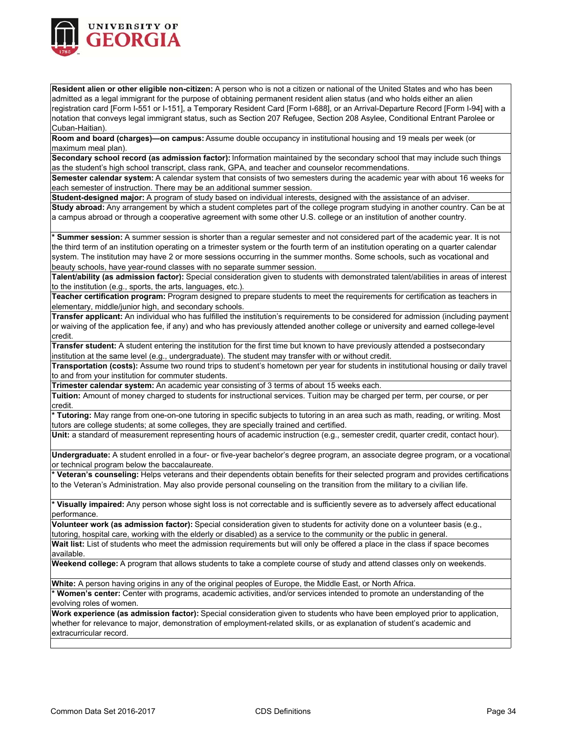**Resident alien or other eligible non-citizen:** A person who is not a citizen or national of the United States and who has been admitted as a legal immigrant for the purpose of obtaining permanent resident alien status (and who holds either an alien registration card [Form I-551 or I-151], a Temporary Resident Card [Form I-688], or an Arrival-Departure Record [Form I-94] with a notation that conveys legal immigrant status, such as Section 207 Refugee, Section 208 Asylee, Conditional Entrant Parolee or Cuban-Haitian).

**Room and board (charges)—on campus:** Assume double occupancy in institutional housing and 19 meals per week (or maximum meal plan).

**Secondary school record (as admission factor):** Information maintained by the secondary school that may include such things as the student's high school transcript, class rank, GPA, and teacher and counselor recommendations.

**Semester calendar system:** A calendar system that consists of two semesters during the academic year with about 16 weeks for each semester of instruction. There may be an additional summer session.

**Student-designed major:** A program of study based on individual interests, designed with the assistance of an adviser.

**Study abroad:** Any arrangement by which a student completes part of the college program studying in another country. Can be at a campus abroad or through a cooperative agreement with some other U.S. college or an institution of another country.

* **Summer session:** A summer session is shorter than a regular semester and not considered part of the academic year. It is not the third term of an institution operating on a trimester system or the fourth term of an institution operating on a quarter calendar system. The institution may have 2 or more sessions occurring in the summer months. Some schools, such as vocational and beauty schools, have year-round classes with no separate summer session.

**Talent/ability (as admission factor):** Special consideration given to students with demonstrated talent/abilities in areas of interest to the institution (e.g., sports, the arts, languages, etc.).

**Teacher certification program:** Program designed to prepare students to meet the requirements for certification as teachers in elementary, middle/junior high, and secondary schools.

**Transfer applicant:** An individual who has fulfilled the institution's requirements to be considered for admission (including payment or waiving of the application fee, if any) and who has previously attended another college or university and earned college-level credit.

**Transfer student:** A student entering the institution for the first time but known to have previously attended a postsecondary institution at the same level (e.g., undergraduate). The student may transfer with or without credit.

**Transportation (costs):** Assume two round trips to student's hometown per year for students in institutional housing or daily travel to and from your institution for commuter students.

**Trimester calendar system:** An academic year consisting of 3 terms of about 15 weeks each.

**Tuition:** Amount of money charged to students for instructional services. Tuition may be charged per term, per course, or per credit.

* **Tutoring:** May range from one-on-one tutoring in specific subjects to tutoring in an area such as math, reading, or writing. Most tutors are college students; at some colleges, they are specially trained and certified.

**Unit:** a standard of measurement representing hours of academic instruction (e.g., semester credit, quarter credit, contact hour).

**Undergraduate:** A student enrolled in a four- or five-year bachelor's degree program, an associate degree program, or a vocational or technical program below the baccalaureate.

* **Veteran's counseling:** Helps veterans and their dependents obtain benefits for their selected program and provides certifications to the Veteran's Administration. May also provide personal counseling on the transition from the military to a civilian life.

* **Visually impaired:** Any person whose sight loss is not correctable and is sufficiently severe as to adversely affect educational performance.

**Volunteer work (as admission factor):** Special consideration given to students for activity done on a volunteer basis (e.g., tutoring, hospital care, working with the elderly or disabled) as a service to the community or the public in general.

**Wait list:** List of students who meet the admission requirements but will only be offered a place in the class if space becomes available.

**Weekend college:** A program that allows students to take a complete course of study and attend classes only on weekends.

**White:** A person having origins in any of the original peoples of Europe, the Middle East, or North Africa.

* **Women's center:** Center with programs, academic activities, and/or services intended to promote an understanding of the evolving roles of women.

**Work experience (as admission factor):** Special consideration given to students who have been employed prior to application, whether for relevance to major, demonstration of employment-related skills, or as explanation of student's academic and extracurricular record.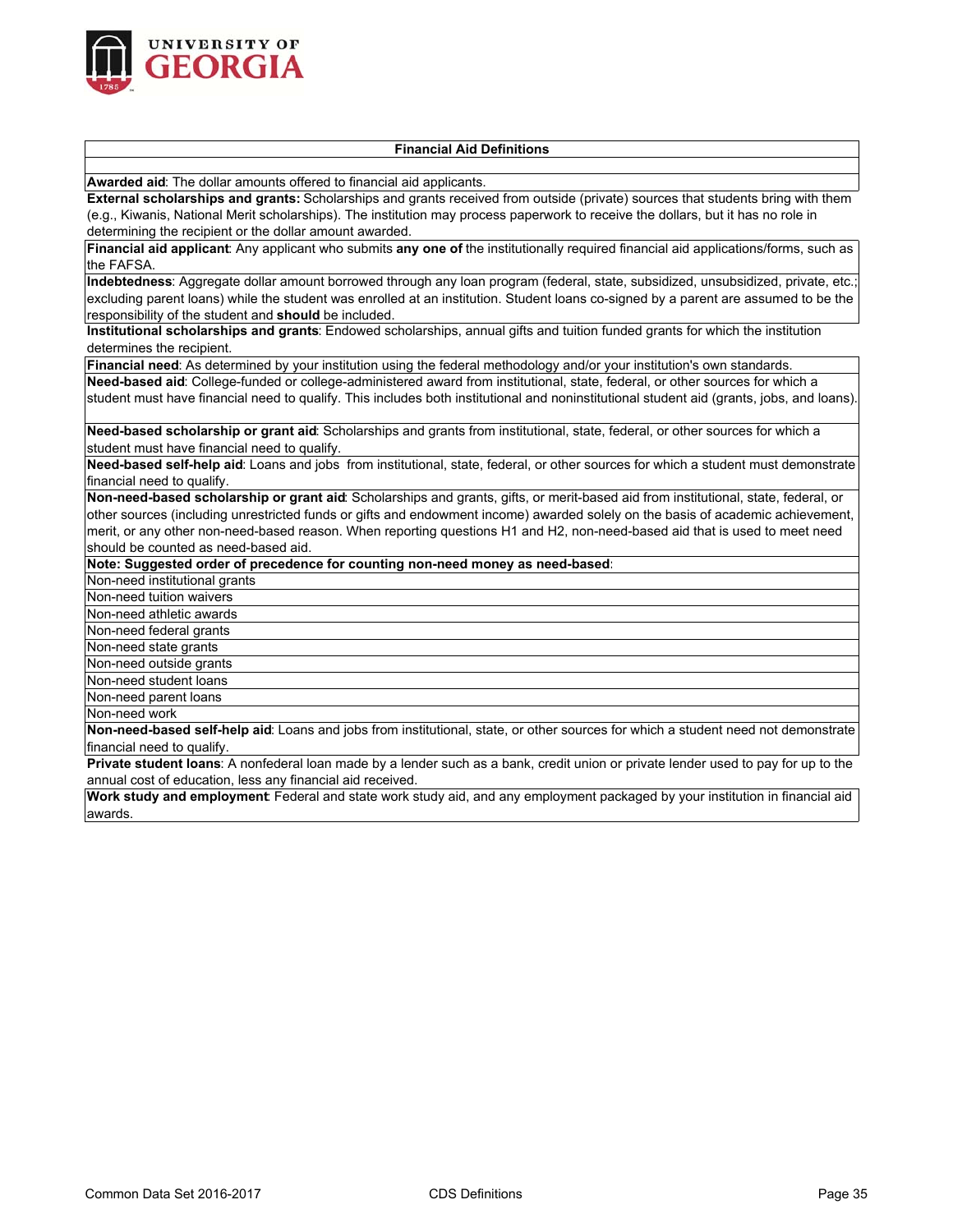UNIVERSITY OF GEORGIA

| Financial Aid Definitions |
| --- |
| |
| **Awarded aid**: The dollar amounts offered to financial aid applicants. |
| **External scholarships and grants:** Scholarships and grants received from outside (private) sources that students bring with them (e.g., Kiwanis, National Merit scholarships). The institution may process paperwork to receive the dollars, but it has no role in determining the recipient or the dollar amount awarded. |
| **Financial aid applicant**: Any applicant who submits **any one of** the institutionally required financial aid applications/forms, such as the FAFSA. |
| **Indebtedness**: Aggregate dollar amount borrowed through any loan program (federal, state, subsidized, unsubsidized, private, etc.; excluding parent loans) while the student was enrolled at an institution. Student loans co-signed by a parent are assumed to be the responsibility of the student and **should** be included. |
| **Institutional scholarships and grants**: Endowed scholarships, annual gifts and tuition funded grants for which the institution determines the recipient. |
| **Financial need**: As determined by your institution using the federal methodology and/or your institution's own standards. |
| **Need-based aid**: College-funded or college-administered award from institutional, state, federal, or other sources for which a student must have financial need to qualify. This includes both institutional and noninstitutional student aid (grants, jobs, and loans). |
| **Need-based scholarship or grant aid**: Scholarships and grants from institutional, state, federal, or other sources for which a student must have financial need to qualify. |
| **Need-based self-help aid**: Loans and jobs from institutional, state, federal, or other sources for which a student must demonstrate financial need to qualify. |
| **Non-need-based scholarship or grant aid**: Scholarships and grants, gifts, or merit-based aid from institutional, state, federal, or other sources (including unrestricted funds or gifts and endowment income) awarded solely on the basis of academic achievement, merit, or any other non-need-based reason. When reporting questions H1 and H2, non-need-based aid that is used to meet need should be counted as need-based aid. |
| **Note: Suggested order of precedence for counting non-need money as need-based**: |
| Non-need institutional grants |
| Non-need tuition waivers |
| Non-need athletic awards |
| Non-need federal grants |
| Non-need state grants |
| Non-need outside grants |
| Non-need student loans |
| Non-need parent loans |
| Non-need work |
| **Non-need-based self-help aid**: Loans and jobs from institutional, state, or other sources for which a student need not demonstrate financial need to qualify. |
| **Private student loans**: A nonfederal loan made by a lender such as a bank, credit union or private lender used to pay for up to the annual cost of education, less any financial aid received. |
| **Work study and employment**: Federal and state work study aid, and any employment packaged by your institution in financial aid awards. |